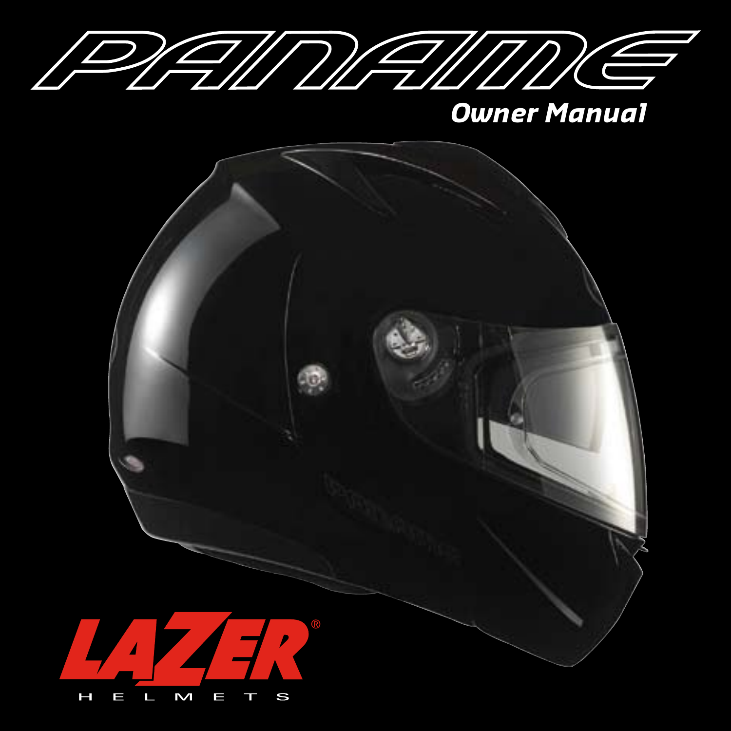# PANAME

## Owner Manual

LAZER®

HELMETS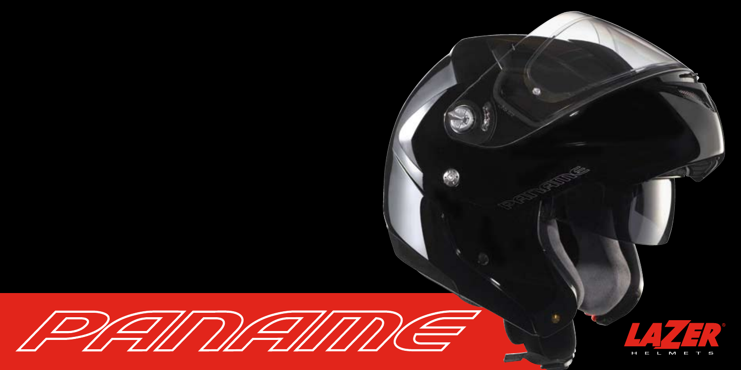# PANAME

LAZER
HELMETS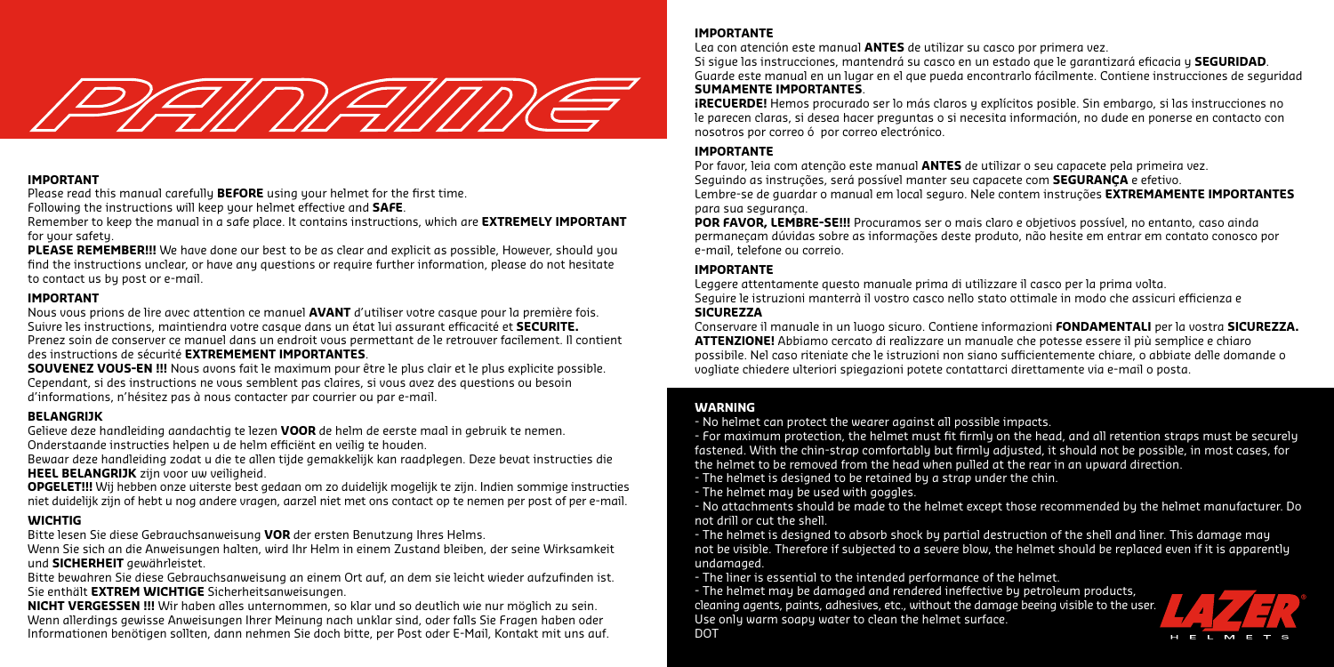PANAME

## IMPORTANT

Please read this manual carefully **BEFORE** using your helmet for the first time.
Following the instructions will keep your helmet effective and **SAFE**.
Remember to keep the manual in a safe place. It contains instructions, which are **EXTREMELY IMPORTANT** for your safety.
**PLEASE REMEMBER!!!** We have done our best to be as clear and explicit as possible, However, should you find the instructions unclear, or have any questions or require further information, please do not hesitate to contact us by post or e-mail.

## IMPORTANT

Nous vous prions de lire avec attention ce manuel **AVANT** d'utiliser votre casque pour la première fois.
Suivre les instructions, maintiendra votre casque dans un état lui assurant efficacité et **SECURITE.**
Prenez soin de conserver ce manuel dans un endroit vous permettant de le retrouver facilement. Il contient des instructions de sécurité **EXTREMEMENT IMPORTANTES**.
**SOUVENEZ VOUS-EN !!!** Nous avons fait le maximum pour être le plus clair et le plus explicite possible. Cependant, si des instructions ne vous semblent pas claires, si vous avez des questions ou besoin d'informations, n'hésitez pas à nous contacter par courrier ou par e-mail.

## BELANGRIJK

Gelieve deze handleiding aandachtig te lezen **VOOR** de helm de eerste maal in gebruik te nemen.
Onderstaande instructies helpen u de helm efficiënt en veilig te houden.
Bewaar deze handleiding zodat u die te allen tijde gemakkelijk kan raadplegen. Deze bevat instructies die **HEEL BELANGRIJK** zijn voor uw veiligheid.
**OPGELET!!!** Wij hebben onze uiterste best gedaan om zo duidelijk mogelijk te zijn. Indien sommige instructies niet duidelijk zijn of hebt u nog andere vragen, aarzel niet met ons contact op te nemen per post of per e-mail.

## WICHTIG

Bitte lesen Sie diese Gebrauchsanweisung **VOR** der ersten Benutzung Ihres Helms.
Wenn Sie sich an die Anweisungen halten, wird Ihr Helm in einem Zustand bleiben, der seine Wirksamkeit und **SICHERHEIT** gewährleistet.
Bitte bewahren Sie diese Gebrauchsanweisung an einem Ort auf, an dem sie leicht wieder aufzufinden ist. Sie enthält **EXTREM WICHTIGE** Sicherheitsanweisungen.
**NICHT VERGESSEN !!!** Wir haben alles unternommen, so klar und so deutlich wie nur möglich zu sein. Wenn allerdings gewisse Anweisungen Ihrer Meinung nach unklar sind, oder falls Sie Fragen haben oder Informationen benötigen sollten, dann nehmen Sie doch bitte, per Post oder E-Mail, Kontakt mit uns auf.

## IMPORTANTE

Lea con atención este manual **ANTES** de utilizar su casco por primera vez.
Si sigue las instrucciones, mantendrá su casco en un estado que le garantizará eficacia y **SEGURIDAD**.
Guarde este manual en un lugar en el que pueda encontrarlo fácilmente. Contiene instrucciones de seguridad **SUMAMENTE IMPORTANTES**.
**¡RECUERDE!** Hemos procurado ser lo más claros y explícitos posible. Sin embargo, si las instrucciones no le parecen claras, si desea hacer preguntas o si necesita información, no dude en ponerse en contacto con nosotros por correo ó por correo electrónico.

## IMPORTANTE

Por favor, leia com atenção este manual **ANTES** de utilizar o seu capacete pela primeira vez.
Seguindo as instruções, será possível manter seu capacete com **SEGURANÇA** e efetivo.
Lembre-se de guardar o manual em local seguro. Nele contem instruções **EXTREMAMENTE IMPORTANTES** para sua segurança.
**POR FAVOR, LEMBRE-SE!!!** Procuramos ser o mais claro e objetivos possível, no entanto, caso ainda permaneçam dúvidas sobre as informações deste produto, não hesite em entrar em contato conosco por e-mail, telefone ou correio.

## IMPORTANTE

Leggere attentamente questo manuale prima di utilizzare il casco per la prima volta.
Seguire le istruzioni manterrà il vostro casco nello stato ottimale in modo che assicuri efficienza e **SICUREZZA**
Conservare il manuale in un luogo sicuro. Contiene informazioni **FONDAMENTALI** per la vostra **SICUREZZA.**
**ATTENZIONE!** Abbiamo cercato di realizzare un manuale che potesse essere il più semplice e chiaro possibile. Nel caso riteniate che le istruzioni non siano sufficientemente chiare, o abbiate delle domande o vogliate chiedere ulteriori spiegazioni potete contattarci direttamente via e-mail o posta.

## WARNING

- No helmet can protect the wearer against all possible impacts.
- For maximum protection, the helmet must fit firmly on the head, and all retention straps must be securely fastened. With the chin-strap comfortably but firmly adjusted, it should not be possible, in most cases, for the helmet to be removed from the head when pulled at the rear in an upward direction.
- The helmet is designed to be retained by a strap under the chin.
- The helmet may be used with goggles.
- No attachments should be made to the helmet except those recommended by the helmet manufacturer. Do not drill or cut the shell.
- The helmet is designed to absorb shock by partial destruction of the shell and liner. This damage may not be visible. Therefore if subjected to a severe blow, the helmet should be replaced even if it is apparently undamaged.
- The liner is essential to the intended performance of the helmet.
- The helmet may be damaged and rendered ineffective by petroleum products, cleaning agents, paints, adhesives, etc., without the damage beeing visible to the user. Use only warm soapy water to clean the helmet surface.

DOT

LAZER HELMETS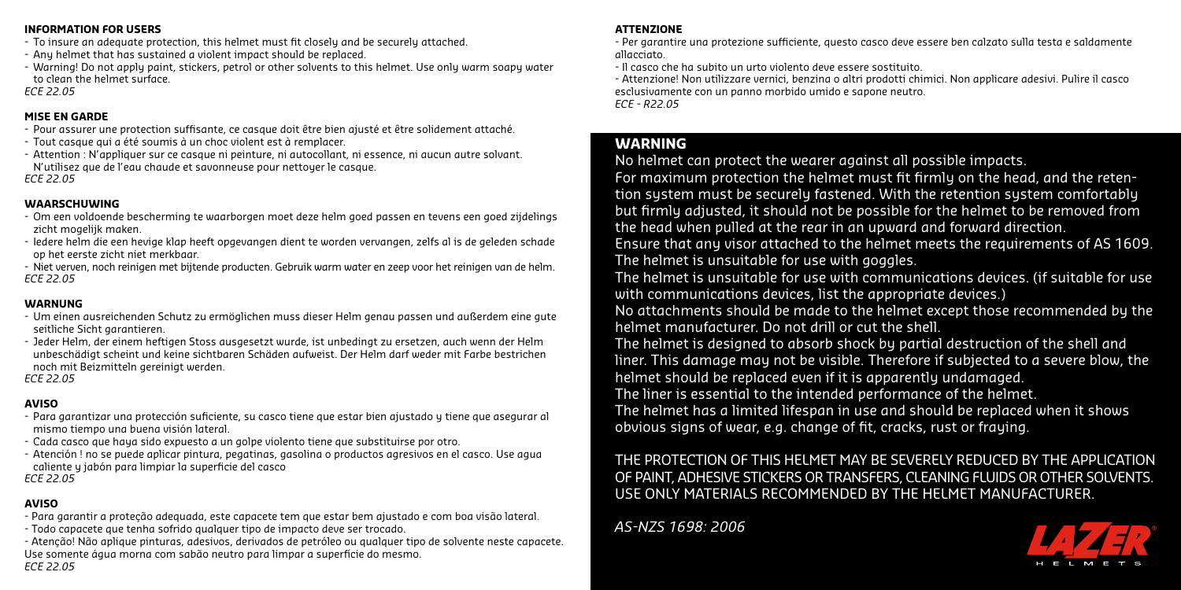### INFORMATION FOR USERS

- To insure an adequate protection, this helmet must fit closely and be securely attached.
- Any helmet that has sustained a violent impact should be replaced.
- Warning! Do not apply paint, stickers, petrol or other solvents to this helmet. Use only warm soapy water to clean the helmet surface.

*ECE 22.05*

### MISE EN GARDE

- Pour assurer une protection suffisante, ce casque doit être bien ajusté et être solidement attaché.
- Tout casque qui a été soumis à un choc violent est à remplacer.
- Attention : N'appliquer sur ce casque ni peinture, ni autocollant, ni essence, ni aucun autre solvant. N'utilisez que de l'eau chaude et savonneuse pour nettoyer le casque.

*ECE 22.05*

### WAARSCHUWING

- Om een voldoende bescherming te waarborgen moet deze helm goed passen en tevens een goed zijdelings zicht mogelijk maken.
- Iedere helm die een hevige klap heeft opgevangen dient te worden vervangen, zelfs al is de geleden schade op het eerste zicht niet merkbaar.
- Niet verven, noch reinigen met bijtende producten. Gebruik warm water en zeep voor het reinigen van de helm.

*ECE 22.05*

### WARNUNG

- Um einen ausreichenden Schutz zu ermöglichen muss dieser Helm genau passen und außerdem eine gute seitliche Sicht garantieren.
- Jeder Helm, der einem heftigen Stoss ausgesetzt wurde, ist unbedingt zu ersetzen, auch wenn der Helm unbeschädigt scheint und keine sichtbaren Schäden aufweist. Der Helm darf weder mit Farbe bestrichen noch mit Beizmitteln gereinigt werden.

*ECE 22.05*

### AVISO

- Para garantizar una protección suficiente, su casco tiene que estar bien ajustado y tiene que asegurar al mismo tiempo una buena visión lateral.
- Cada casco que haya sido expuesto a un golpe violento tiene que substituirse por otro.
- Atención ! no se puede aplicar pintura, pegatinas, gasolina o productos agresivos en el casco. Use agua caliente y jabón para limpiar la superficie del casco

*ECE 22.05*

### AVISO

- Para garantir a proteção adequada, este capacete tem que estar bem ajustado e com boa visão lateral.
- Todo capacete que tenha sofrido qualquer tipo de impacto deve ser trocado.
- Atenção! Não aplique pinturas, adesivos, derivados de petróleo ou qualquer tipo de solvente neste capacete. Use somente água morna com sabão neutro para limpar a superfície do mesmo.

*ECE 22.05*

### ATTENZIONE

- Per garantire una protezione sufficiente, questo casco deve essere ben calzato sulla testa e saldamente allacciato.
- Il casco che ha subito un urto violento deve essere sostituito.
- Attenzione! Non utilizzare vernici, benzina o altri prodotti chimici. Non applicare adesivi. Pulire il casco esclusivamente con un panno morbido umido e sapone neutro.

*ECE - R22.05*

## WARNING

No helmet can protect the wearer against all possible impacts.

For maximum protection the helmet must fit firmly on the head, and the retention system must be securely fastened. With the retention system comfortably but firmly adjusted, it should not be possible for the helmet to be removed from the head when pulled at the rear in an upward and forward direction.

Ensure that any visor attached to the helmet meets the requirements of AS 1609.

The helmet is unsuitable for use with goggles.

The helmet is unsuitable for use with communications devices. (if suitable for use with communications devices, list the appropriate devices.)

No attachments should be made to the helmet except those recommended by the helmet manufacturer. Do not drill or cut the shell.

The helmet is designed to absorb shock by partial destruction of the shell and liner. This damage may not be visible. Therefore if subjected to a severe blow, the helmet should be replaced even if it is apparently undamaged.

The liner is essential to the intended performance of the helmet.

The helmet has a limited lifespan in use and should be replaced when it shows obvious signs of wear, e.g. change of fit, cracks, rust or fraying.

THE PROTECTION OF THIS HELMET MAY BE SEVERELY REDUCED BY THE APPLICATION OF PAINT, ADHESIVE STICKERS OR TRANSFERS, CLEANING FLUIDS OR OTHER SOLVENTS. USE ONLY MATERIALS RECOMMENDED BY THE HELMET MANUFACTURER.

*AS-NZS 1698: 2006*

LAZER HELMETS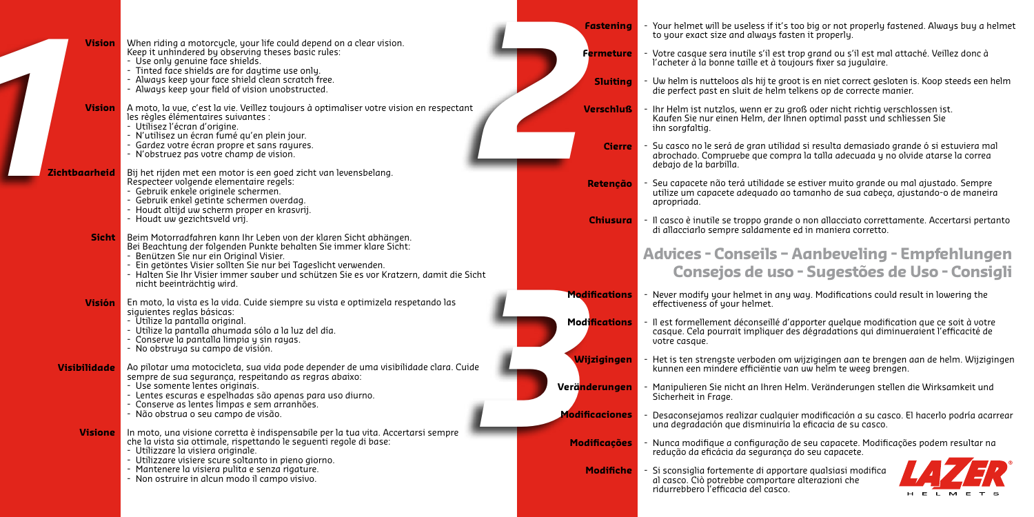## 1

**Vision**
When riding a motorcycle, your life could depend on a clear vision. Keep it unhindered by observing theses basic rules:
- Use only genuine face shields.
- Tinted face shields are for daytime use only.
- Always keep your face shield clean scratch free.
- Always keep your field of vision unobstructed.

**Vision**
A moto, la vue, c'est la vie. Veillez toujours à optimaliser votre vision en respectant les règles élémentaires suivantes :
- Utilisez l'écran d'origine.
- N'utilisez un écran fumé qu'en plein jour.
- Gardez votre écran propre et sans rayures.
- N'obstruez pas votre champ de vision.

**Zichtbaarheid**
Bij het rijden met een motor is een goed zicht van levensbelang. Respecteer volgende elementaire regels:
- Gebruik enkele originele schermen.
- Gebruik enkel getinte schermen overdag.
- Houdt altijd uw scherm proper en krasvrij.
- Houdt uw gezichtsveld vrij.

**Sicht**
Beim Motorradfahren kann Ihr Leben von der klaren Sicht abhängen. Bei Beachtung der folgenden Punkte behalten Sie immer klare Sicht:
- Benützen Sie nur ein Original Visier.
- Ein getöntes Visier sollten Sie nur bei Tageslicht verwenden.
- Halten Sie Ihr Visier immer sauber und schützen Sie es vor Kratzern, damit die Sicht nicht beeinträchtig wird.

**Visión**
En moto, la vista es la vida. Cuide siempre su vista e optimizela respetando las siguientes reglas básicas:
- Utilize la pantalla original.
- Utilize la pantalla ahumada sólo a la luz del día.
- Conserve la pantalla limpia y sin rayas.
- No obstruya su campo de visión.

**Visibilidade**
Ao pilotar uma motocicleta, sua vida pode depender de uma visibilidade clara. Cuide sempre de sua segurança, respeitando as regras abaixo:
- Use somente lentes originais.
- Lentes escuras e espelhadas são apenas para uso diurno.
- Conserve as lentes limpas e sem arranhões.
- Não obstrua o seu campo de visão.

**Visione**
In moto, una visione corretta è indispensabile per la tua vita. Accertarsi sempre che la vista sia ottimale, rispettando le seguenti regole di base:
- Utilizzare la visiera originale.
- Utilizzare visiere scure soltanto in pieno giorno.
- Mantenere la visiera pulita e senza rigature.
- Non ostruire in alcun modo il campo visivo.

## 2

**Fastening**
- Your helmet will be useless if it's too big or not properly fastened. Always buy a helmet to your exact size and always fasten it properly.

**Fermeture**
- Votre casque sera inutile s'il est trop grand ou s'il est mal attaché. Veillez donc à l'acheter à la bonne taille et à toujours fixer sa jugulaire.

**Sluiting**
- Uw helm is nutteloos als hij te groot is en niet correct gesloten is. Koop steeds een helm die perfect past en sluit de helm telkens op de correcte manier.

**Verschluß**
- Ihr Helm ist nutzlos, wenn er zu groß oder nicht richtig verschlossen ist. Kaufen Sie nur einen Helm, der Ihnen optimal passt und schliessen Sie ihn sorgfaltig.

**Cierre**
- Su casco no le será de gran utilidad si resulta demasiado grande ó si estuviera mal abrochado. Compruebe que compra la talla adecuada y no olvide atarse la correa debajo de la barbilla.

**Retenção**
- Seu capacete não terá utilidade se estiver muito grande ou mal ajustado. Sempre utilize um capacete adequado ao tamanho de sua cabeça, ajustando-o de maneira apropriada.

**Chiusura**
- Il casco è inutile se troppo grande o non allacciato correttamente. Accertarsi pertanto di allacciarlo sempre saldamente ed in maniera corretto.

## Advices - Conseils - Aanbeveling - Empfehlungen Consejos de uso - Sugestões de Uso - Consigli

## 3

**Modifications**
- Never modify your helmet in any way. Modifications could result in lowering the effectiveness of your helmet.

**Modifications**
- Il est formellement déconseillé d'apporter quelque modification que ce soit à votre casque. Cela pourrait impliquer des dégradations qui diminueraient l'efficacité de votre casque.

**Wijzigingen**
- Het is ten strengste verboden om wijzigingen aan te brengen aan de helm. Wijzigingen kunnen een mindere efficiëntie van uw helm te weeg brengen.

**Veränderungen**
- Manipulieren Sie nicht an Ihren Helm. Veränderungen stellen die Wirksamkeit und Sicherheit in Frage.

**Modificaciones**
- Desaconsejamos realizar cualquier modificación a su casco. El hacerlo podría acarrear una degradación que disminuiría la eficacia de su casco.

**Modificações**
- Nunca modifique a configuração de seu capacete. Modificações podem resultar na redução da eficácia da segurança do seu capacete.

**Modifiche**
- Si sconsiglia fortemente di apportare qualsiasi modifica al casco. Ciò potrebbe comportare alterazioni che ridurrebbero l'efficacia del casco.

LAZER® HELMETS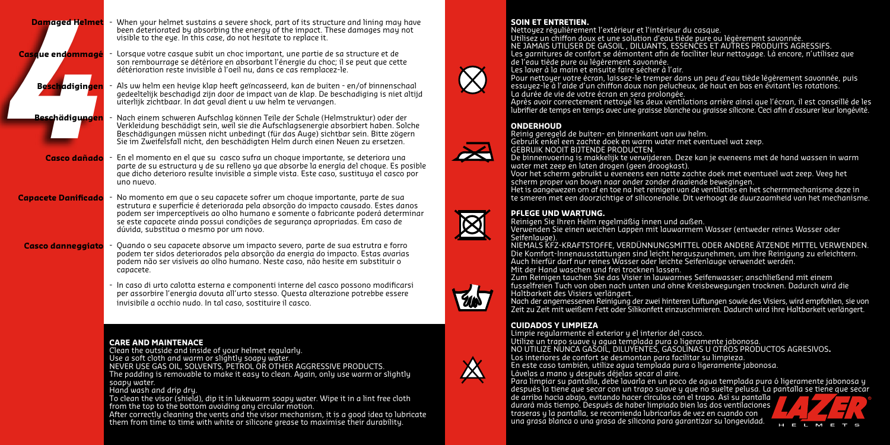**Damaged Helmet** - When your helmet sustains a severe shock, part of its structure and lining may have been deteriorated by absorbing the energy of the impact. These damages may not visible to the eye. In this case, do not hesitate to replace it.

**Casque endommagé** - Lorsque votre casque subit un choc important, une partie de sa structure et de son rembourrage se détériore en absorbant l'énergie du choc; il se peut que cette détérioration reste invisible à l'oeil nu, dans ce cas remplacez-le.

**Beschadigingen** - Als uw helm een hevige klap heeft geïncasseerd, kan de buiten - en/of binnenschaal gedeeltelijk beschadigd zijn door de impact van de klap. De beschadiging is niet altijd uiterlijk zichtbaar. In dat geval dient u uw helm te vervangen.

**Beschädigungen** - Nach einem schweren Aufschlag können Teile der Schale (Helmstruktur) oder der Verkleidung beschädigt sein, weil sie die Aufschlagsenergie absorbiert haben. Solche Beschädigungen müssen nicht unbedingt (für das Auge) sichtbar sein. Bitte zögern Sie im Zweifelsfall nicht, den beschädigten Helm durch einen Neuen zu ersetzen.

**Casco dañado** - En el momento en el que su casco sufra un choque importante, se deteriora una parte de su estructura y de su relleno ya que absorbe la energía del choque. Es posible que dicho deterioro resulte invisible a simple vista. Este caso, sustituya el casco por uno nuevo.

**Capacete Danificado** - No momento em que o seu capacete sofrer um choque importante, parte de sua estrutura e superfície é deteriorada pela absorção do impacto causado. Estes danos podem ser imperceptíveis ao olho humano e somente o fabricante poderá determinar se este capacete ainda possui condições de segurança apropriadas. Em caso de dúvida, substitua o mesmo por um novo.

**Casco danneggiato** - Quando o seu capacete absorve um impacto severo, parte de sua estrutra e forro podem ter sidos deteriorados pela absorção da energia do impacto. Estas avarias podem não ser visíveis ao olho humano. Neste caso, não hesite em substituir o capacete.

- In caso di urto calotta esterna e componenti interne del casco possono modificarsi per assorbire l'energia dovuta all'urto stesso. Questa alterazione potrebbe essere invisibile a occhio nudo. In tal caso, sostituire il casco.

## CARE AND MAINTENACE

Clean the outside and inside of your helmet regularly.
Use a soft cloth and warm or slightly soapy water.
NEVER USE GAS OIL, SOLVENTS, PETROL OR OTHER AGGRESSIVE PRODUCTS.
The padding is removable to make it easy to clean. Again, only use warm or slightly soapy water.
Hand wash and drip dry.
To clean the visor (shield), dip it in lukewarm soapy water. Wipe it in a lint free cloth from the top to the bottom avoiding any circular motion.
After correctly cleaning the vents and the visor mechanism, it is a good idea to lubricate them from time to time with white or silicone grease to maximise their durability.

## SOIN ET ENTRETIEN.

Nettoyez régulièrement l'extérieur et l'intérieur du casque.
Utilisez un chiffon doux et une solution d'eau tiède pure ou légèrement savonnée.
NE JAMAIS UTILISER DE GASOIL , DILUANTS, ESSENCES ET AUTRES PRODUITS AGRESSIFS.
Les garnitures de confort se démontent afin de faciliter leur nettoyage. Là encore, n'utilisez que de l'eau tiède pure ou légèrement savonnée.
Les laver à la main et ensuite faire sécher à l'air.
Pour nettoyer votre écran, laissez-le tremper dans un peu d'eau tiède légèrement savonnée, puis essuyez-le à l'aide d'un chiffon doux non pelucheux, de haut en bas en évitant les rotations.
La durée de vie de votre écran en sera prolongée.
Après avoir correctement nettoyé les deux ventilations arrière ainsi que l'écran, il est conseillé de les lubrifier de temps en temps avec une graisse blanche ou graisse silicone. Ceci afin d'assurer leur longévité.

## ONDERHOUD

Reinig geregeld de buiten- en binnenkant van uw helm.
Gebruik enkel een zachte doek en warm water met eventueel wat zeep.
GEBRUIK NOOIT BIJTENDE PRODUCTEN.
De binnenvoering is makkelijk te verwijderen. Deze kan je eveneens met de hand wassen in warm water met zeep en laten drogen (geen droogkast).
Voor het scherm gebruikt u eveneens een natte zachte doek met eventueel wat zeep. Veeg het scherm proper van boven naar onder zonder draaiende bewegingen.
Het is aangewezen om af en toe na het reinigen van de ventilaties en het schermmechanisme deze in te smeren met een doorzichtige of siliconenolie. Dit verhoogt de duurzaamheid van het mechanisme.

## PFLEGE UND WARTUNG.

Reinigen Sie Ihren Helm regelmäßig innen und außen.
Verwenden Sie einen weichen Lappen mit lauwarmem Wasser (entweder reines Wasser oder Seifenlauge).
NIEMALS KFZ-KRAFTSTOFFE, VERDÜNNUNGSMITTEL ODER ANDERE ÄTZENDE MITTEL VERWENDEN.
Die Komfort-Innenausstattungen sind leicht herauszunehmen, um ihre Reinigung zu erleichtern.
Auch hierfür darf nur reines Wasser oder leichte Seifenlauge verwendet werden.
Mit der Hand waschen und frei trocknen lassen.
Zum Reinigen tauchen Sie das Visier in lauwarmes Seifenwasser; anschließend mit einem fusselfreien Tuch von oben nach unten und ohne Kreisbewegungen trocknen. Dadurch wird die Haltbarkeit des Visiers verlängert.
Nach der angemessenen Reinigung der zwei hinteren Lüftungen sowie des Visiers, wird empfohlen, sie von Zeit zu Zeit mit weißem Fett oder Silikonfett einzuschmieren. Dadurch wird ihre Haltbarkeit verlängert.

## CUIDADOS Y LIMPIEZA

Limpie regularmente el exterior y el interior del casco.
Utilize un trapo suave y agua templada pura o ligeramente jabonosa.
NO UTILIZE NUNCA GASÓIL, DILUYENTES, GASOLINAS U OTROS PRODUCTOS AGRESIVOS.
Los interiores de confort se desmontan para facilitar su limpieza.
En este caso también, utilize agua templada pura o ligeramente jabonosa.
Lávelas a mano y después déjelas secar al aire.
Para limpiar su pantalla, debe lavarla en un poco de agua templada pura ó ligeramente jabonosa y después la tiene que secar con un trapo suave y que no suelte pelusa. La pantalla se tiene que secar de arriba hacia abajo, evitando hacer círculos con el trapo. Así su pantalla durará más tiempo. Después de haber limpiado bien las dos ventilaciones traseras y la pantalla, se recomienda lubricarlas de vez en cuando con una grasa blanca o una grasa de silicona para garantizar su longevidad.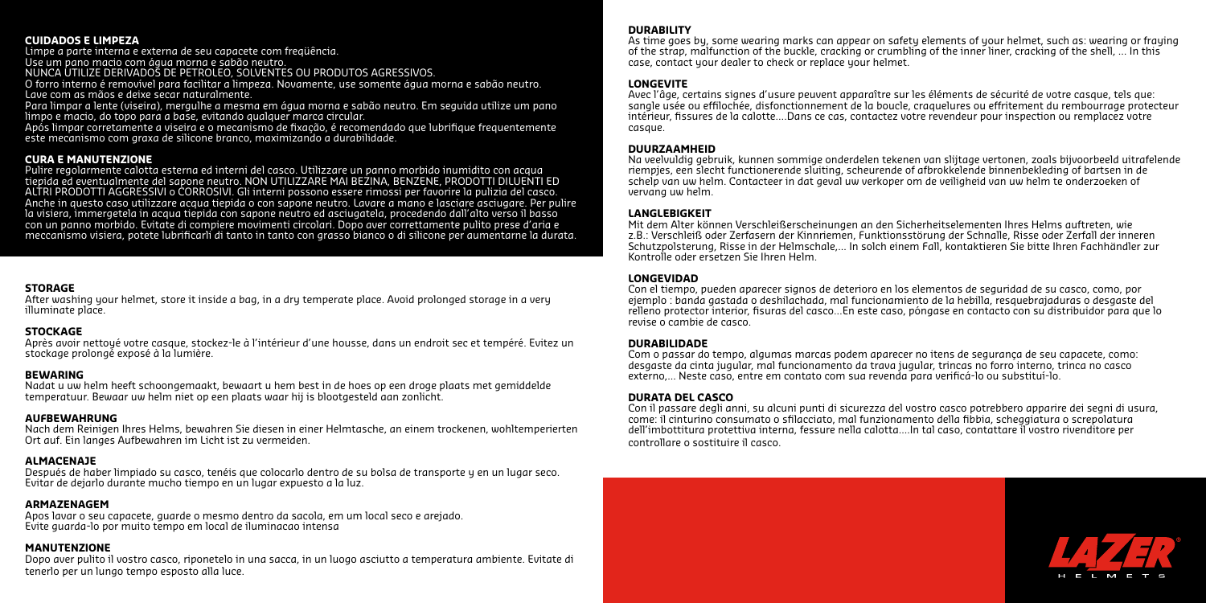## CUIDADOS E LIMPEZA

Limpe a parte interna e externa de seu capacete com freqüência.
Use um pano macio com água morna e sabão neutro.
NUNCA UTILIZE DERIVADOS DE PETRÓLEO, SOLVENTES OU PRODUTOS AGRESSIVOS.
O forro interno é removível para facilitar a limpeza. Novamente, use somente água morna e sabão neutro. Lave com as mãos e deixe secar naturalmente.
Para limpar a lente (viseira), mergulhe a mesma em água morna e sabão neutro. Em seguida utilize um pano limpo e macio, do topo para a base, evitando qualquer marca circular.
Após limpar corretamente a viseira e o mecanismo de fixação, é recomendado que lubrifique frequentemente este mecanismo com graxa de silicone branco, maximizando a durabilidade.

## CURA E MANUTENZIONE

Pulire regolarmente calotta esterna ed interni del casco. Utilizzare un panno morbido inumidito con acqua tiepida ed eventualmente del sapone neutro. NON UTILIZZARE MAI BEZINA, BENZENE, PRODOTTI DILUENTI ED ALTRI PRODOTTI AGGRESSIVI o CORROSIVI. Gli interni possono essere rimossi per favorire la pulizia del casco. Anche in questo caso utilizzare acqua tiepida o con sapone neutro. Lavare a mano e lasciare asciugare. Per pulire la visiera, immergetela in acqua tiepida con sapone neutro ed asciugatela, procedendo dall'alto verso il basso con un panno morbido. Evitate di compiere movimenti circolari. Dopo aver correttamente pulito prese d'aria e meccanismo visiera, potete lubrificarli di tanto in tanto con grasso bianco o di silicone per aumentarne la durata.

## STORAGE

After washing your helmet, store it inside a bag, in a dry temperate place. Avoid prolonged storage in a very illuminate place.

## STOCKAGE

Après avoir nettoyé votre casque, stockez-le à l'intérieur d'une housse, dans un endroit sec et tempéré. Evitez un stockage prolongé exposé à la lumière.

## BEWARING

Nadat u uw helm heeft schoongemaakt, bewaart u hem best in de hoes op een droge plaats met gemiddelde temperatuur. Bewaar uw helm niet op een plaats waar hij is blootgesteld aan zonlicht.

## AUFBEWAHRUNG

Nach dem Reinigen Ihres Helms, bewahren Sie diesen in einer Helmtasche, an einem trockenen, wohltemperierten Ort auf. Ein langes Aufbewahren im Licht ist zu vermeiden.

## ALMACENAJE

Después de haber limpiado su casco, tenéis que colocarlo dentro de su bolsa de transporte y en un lugar seco. Evitar de dejarlo durante mucho tiempo en un lugar expuesto a la luz.

## ARMAZENAGEM

Apos lavar o seu capacete, guarde o mesmo dentro da sacola, em um local seco e arejado.
Evite guarda-lo por muito tempo em local de iluminacao intensa

## MANUTENZIONE

Dopo aver pulito il vostro casco, riponetelo in una sacca, in un luogo asciutto a temperatura ambiente. Evitate di tenerlo per un lungo tempo esposto alla luce.

## DURABILITY

As time goes by, some wearing marks can appear on safety elements of your helmet, such as: wearing or fraying of the strap, malfunction of the buckle, cracking or crumbling of the inner liner, cracking of the shell, ... In this case, contact your dealer to check or replace your helmet.

## LONGEVITE

Avec l'âge, certains signes d'usure peuvent apparaître sur les éléments de sécurité de votre casque, tels que: sangle usée ou effilochée, disfonctionnement de la boucle, craquelures ou effritement du rembourrage protecteur intérieur, fissures de la calotte....Dans ce cas, contactez votre revendeur pour inspection ou remplacez votre casque.

## DUURZAAMHEID

Na veelvuldig gebruik, kunnen sommige onderdelen tekenen van slijtage vertonen, zoals bijvoorbeeld uitrafelende riempjes, een slecht functionerende sluiting, scheurende of afbrokkelende binnenbekleding of bartsen in de schelp van uw helm. Contacteer in dat geval uw verkoper om de veiligheid van uw helm te onderzoeken of vervang uw helm.

## LANGLEBIGKEIT

Mit dem Alter können Verschleißerscheinungen an den Sicherheitselementen Ihres Helms auftreten, wie z.B.: Verschleiß oder Zerfasern der Kinnriemen, Funktionsstörung der Schnalle, Risse oder Zerfall der inneren Schutzpolsterung, Risse in der Helmschale,... In solch einem Fall, kontaktieren Sie bitte Ihren Fachhändler zur Kontrolle oder ersetzen Sie Ihren Helm.

## LONGEVIDAD

Con el tiempo, pueden aparecer signos de deterioro en los elementos de seguridad de su casco, como, por ejemplo : banda gastada o deshilachada, mal funcionamiento de la hebilla, resquebrajaduras o desgaste del relleno protector interior, fisuras del casco...En este caso, póngase en contacto con su distribuidor para que lo revise o cambie de casco.

## DURABILIDADE

Com o passar do tempo, algumas marcas podem aparecer no itens de segurança de seu capacete, como: desgaste da cinta jugular, mal funcionamento da trava jugular, trincas no forro interno, trinca no casco externo,... Neste caso, entre em contato com sua revenda para verificá-lo ou substituí-lo.

## DURATA DEL CASCO

Con il passare degli anni, su alcuni punti di sicurezza del vostro casco potrebbero apparire dei segni di usura, come: il cinturino consumato o sfilacciato, mal funzionamento della fibbia, scheggiatura o screpolatura dell'imbottitura protettiva interna, fessure nella calotta....In tal caso, contattare il vostro rivenditore per controllare o sostituire il casco.

LAZER HELMETS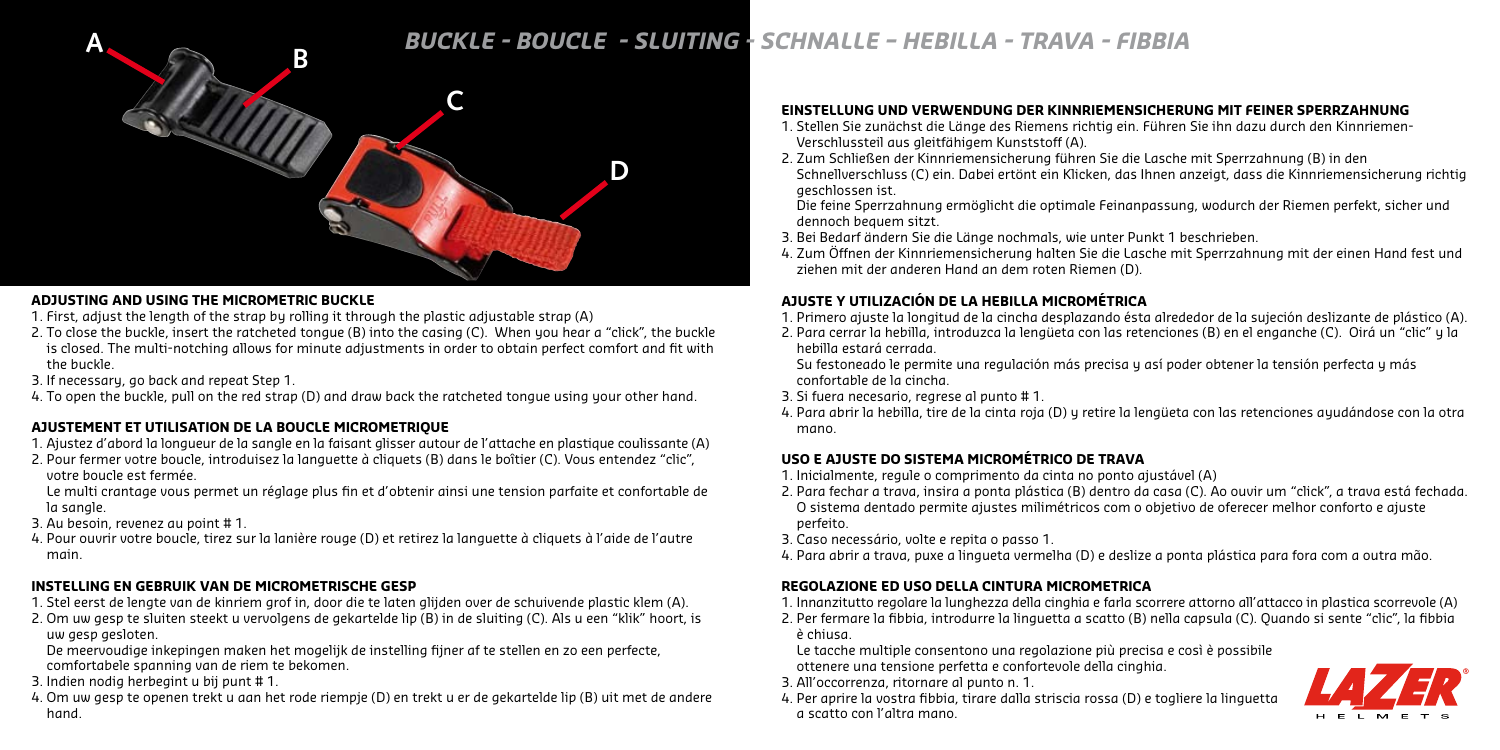# BUCKLE - BOUCLE - SLUITING - SCHNALLE - HEBILLA - TRAVA - FIBBIA

A B C D

### ADJUSTING AND USING THE MICROMETRIC BUCKLE

1. First, adjust the length of the strap by rolling it through the plastic adjustable strap (A)
2. To close the buckle, insert the ratcheted tongue (B) into the casing (C). When you hear a "click", the buckle is closed. The multi-notching allows for minute adjustments in order to obtain perfect comfort and fit with the buckle.
3. If necessary, go back and repeat Step 1.
4. To open the buckle, pull on the red strap (D) and draw back the ratcheted tongue using your other hand.

### AJUSTEMENT ET UTILISATION DE LA BOUCLE MICROMETRIQUE

1. Ajustez d'abord la longueur de la sangle en la faisant glisser autour de l'attache en plastique coulissante (A)
2. Pour fermer votre boucle, introduisez la languette à cliquets (B) dans le boîtier (C). Vous entendez "clic", votre boucle est fermée.
   Le multi crantage vous permet un réglage plus fin et d'obtenir ainsi une tension parfaite et confortable de la sangle.
3. Au besoin, revenez au point # 1.
4. Pour ouvrir votre boucle, tirez sur la lanière rouge (D) et retirez la languette à cliquets à l'aide de l'autre main.

### INSTELLING EN GEBRUIK VAN DE MICROMETRISCHE GESP

1. Stel eerst de lengte van de kinriem grof in, door die te laten glijden over de schuivende plastic klem (A).
2. Om uw gesp te sluiten steekt u vervolgens de gekartelde lip (B) in de sluiting (C). Als u een "klik" hoort, is uw gesp gesloten.
   De meervoudige inkepingen maken het mogelijk de instelling fijner af te stellen en zo een perfecte, comfortabele spanning van de riem te bekomen.
3. Indien nodig herbegint u bij punt # 1.
4. Om uw gesp te openen trekt u aan het rode riempje (D) en trekt u er de gekartelde lip (B) uit met de andere hand.

### EINSTELLUNG UND VERWENDUNG DER KINNRIEMENSICHERUNG MIT FEINER SPERRZAHNUNG

1. Stellen Sie zunächst die Länge des Riemens richtig ein. Führen Sie ihn dazu durch den Kinnriemen-Verschlussteil aus gleitfähigem Kunststoff (A).
2. Zum Schließen der Kinnriemensicherung führen Sie die Lasche mit Sperrzahnung (B) in den Schnellverschluss (C) ein. Dabei ertönt ein Klicken, das Ihnen anzeigt, dass die Kinnriemensicherung richtig geschlossen ist.
   Die feine Sperrzahnung ermöglicht die optimale Feinanpassung, wodurch der Riemen perfekt, sicher und dennoch bequem sitzt.
3. Bei Bedarf ändern Sie die Länge nochmals, wie unter Punkt 1 beschrieben.
4. Zum Öffnen der Kinnriemensicherung halten Sie die Lasche mit Sperrzahnung mit der einen Hand fest und ziehen mit der anderen Hand an dem roten Riemen (D).

### AJUSTE Y UTILIZACIÓN DE LA HEBILLA MICROMÉTRICA

1. Primero ajuste la longitud de la cincha desplazando ésta alrededor de la sujeción deslizante de plástico (A).
2. Para cerrar la hebilla, introduzca la lengüeta con las retenciones (B) en el enganche (C). Oirá un "clic" y la hebilla estará cerrada.
   Su festoneado le permite una regulación más precisa y así poder obtener la tensión perfecta y más confortable de la cincha.
3. Si fuera necesario, regrese al punto # 1.
4. Para abrir la hebilla, tire de la cinta roja (D) y retire la lengüeta con las retenciones ayudándose con la otra mano.

### USO E AJUSTE DO SISTEMA MICROMÉTRICO DE TRAVA

1. Inicialmente, regule o comprimento da cinta no ponto ajustável (A)
2. Para fechar a trava, insira a ponta plástica (B) dentro da casa (C). Ao ouvir um "click", a trava está fechada. O sistema dentado permite ajustes milimétricos com o objetivo de oferecer melhor conforto e ajuste perfeito.
3. Caso necessário, volte e repita o passo 1.
4. Para abrir a trava, puxe a lingueta vermelha (D) e deslize a ponta plástica para fora com a outra mão.

### REGOLAZIONE ED USO DELLA CINTURA MICROMETRICA

1. Innanzitutto regolare la lunghezza della cinghia e farla scorrere attorno all'attacco in plastica scorrevole (A)
2. Per fermare la fibbia, introdurre la linguetta a scatto (B) nella capsula (C). Quando si sente "clic", la fibbia è chiusa.
   Le tacche multiple consentono una regolazione più precisa e così è possibile ottenere una tensione perfetta e confortevole della cinghia.
3. All'occorrenza, ritornare al punto n. 1.
4. Per aprire la vostra fibbia, tirare dalla striscia rossa (D) e togliere la linguetta a scatto con l'altra mano.

LAZER® HELMETS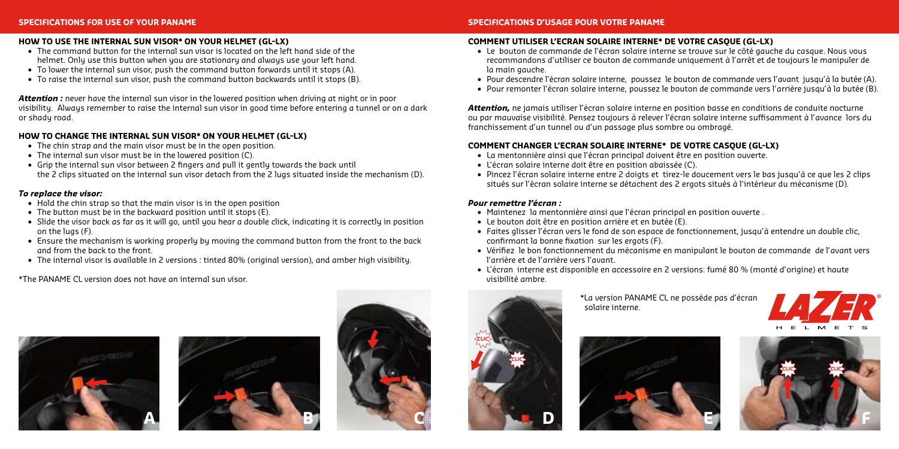## SPECIFICATIONS FOR USE OF YOUR PANAME

### HOW TO USE THE INTERNAL SUN VISOR* ON YOUR HELMET (GL-LX)

- The command button for the internal sun visor is located on the left hand side of the helmet. Only use this button when you are stationary and always use your left hand.
- To lower the internal sun visor, push the command button forwards until it stops (A).
- To raise the internal sun visor, push the command button backwards until it stops (B).

***Attention :*** never have the internal sun visor in the lowered position when driving at night or in poor visibility. Always remember to raise the internal sun visor in good time before entering a tunnel or on a dark or shady road.

### HOW TO CHANGE THE INTERNAL SUN VISOR* ON YOUR HELMET (GL-LX)

- The chin strap and the main visor must be in the open position.
- The internal sun visor must be in the lowered position (C).
- Grip the internal sun visor between 2 fingers and pull it gently towards the back until the 2 clips situated on the internal sun visor detach from the 2 lugs situated inside the mechanism (D).

#### *To replace the visor:*

- Hold the chin strap so that the main visor is in the open position
- The button must be in the backward position until it stops (E).
- Slide the visor back as far as it will go, until you hear a double click, indicating it is correctly in position on the lugs (F).
- Ensure the mechanism is working properly by moving the command button from the front to the back and from the back to the front.
- The internal visor is available in 2 versions : tinted 80% (original version), and amber high visibility.

*The PANAME CL version does not have an internal sun visor.

## SPECIFICATIONS D'USAGE POUR VOTRE PANAME

### COMMENT UTILISER L'ECRAN SOLAIRE INTERNE* DE VOTRE CASQUE (GL-LX)

- Le bouton de commande de l'écran solaire interne se trouve sur le côté gauche du casque. Nous vous recommandons d'utiliser ce bouton de commande uniquement à l'arrêt et de toujours le manipuler de la main gauche.
- Pour descendre l'écran solaire interne, poussez le bouton de commande vers l'avant jusqu'à la butée (A).
- Pour remonter l'écran solaire interne, poussez le bouton de commande vers l'arrière jusqu'à la butée (B).

***Attention,*** ne jamais utiliser l'écran solaire interne en position basse en conditions de conduite nocturne ou par mauvaise visibilité. Pensez toujours à relever l'écran solaire interne suffisamment à l'avance lors du franchissement d'un tunnel ou d'un passage plus sombre ou ombragé.

### COMMENT CHANGER L'ECRAN SOLAIRE INTERNE* DE VOTRE CASQUE (GL-LX)

- La mentonnière ainsi que l'écran principal doivent être en position ouverte.
- L'écran solaire interne doit être en position abaissée (C).
- Pincez l'écran solaire interne entre 2 doigts et tirez-le doucement vers le bas jusqu'à ce que les 2 clips situés sur l'écran solaire interne se détachent des 2 ergots situés à l'intérieur du mécanisme (D).

#### *Pour remettre l'écran :*

- Maintenez la mentonnière ainsi que l'écran principal en position ouverte .
- Le bouton doit être en position arrière et en butée (E).
- Faites glisser l'écran vers le fond de son espace de fonctionnement, jusqu'à entendre un double clic, confirmant la bonne fixation sur les ergots (F).
- Vérifiez le bon fonctionnement du mécanisme en manipulant le bouton de commande de l'avant vers l'arrière et de l'arrière vers l'avant.
- L'écran interne est disponible en accessoire en 2 versions: fumé 80 % (monté d'origine) et haute visibilité ambre.

*La version PANAME CL ne possède pas d'écran solaire interne.

A B C D E F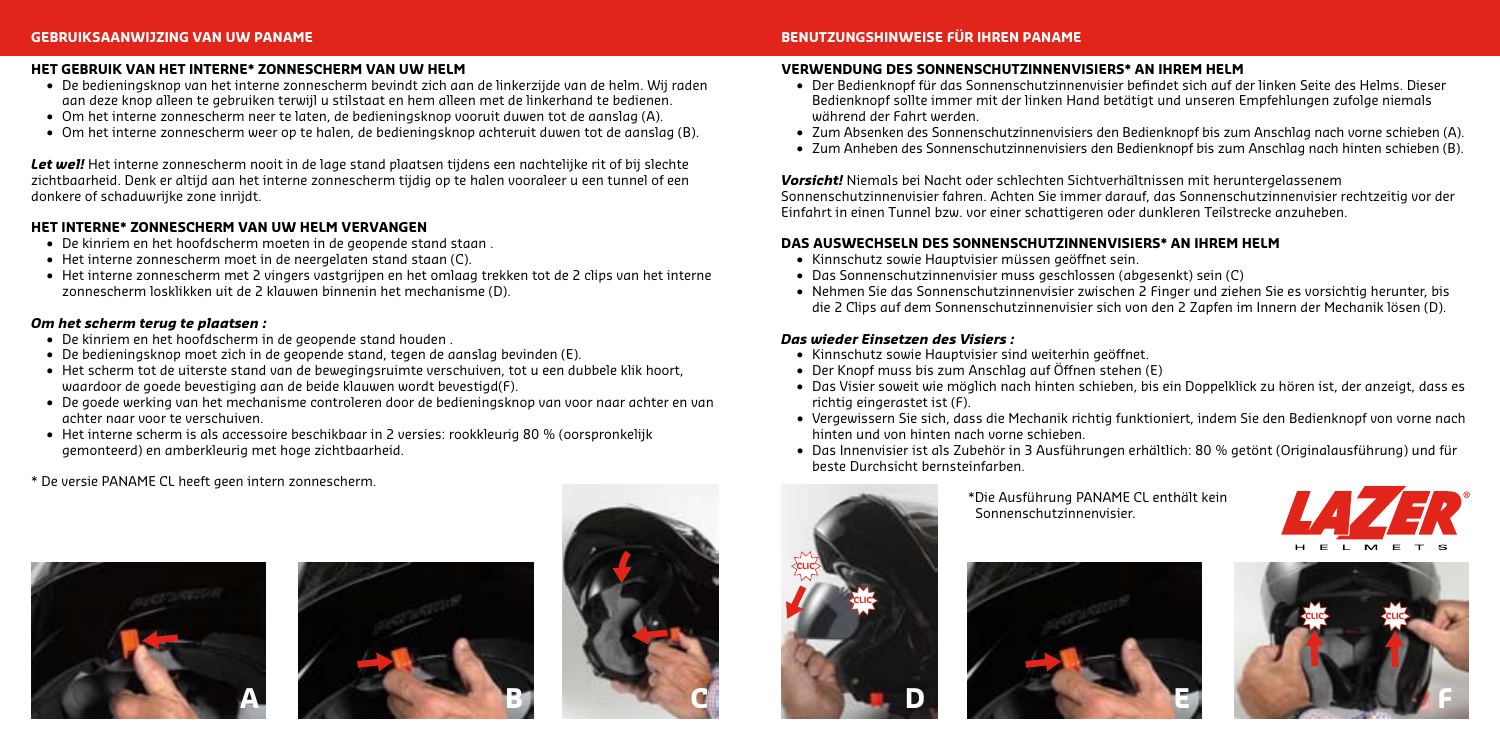## GEBRUIKSAANWIJZING VAN UW PANAME

### HET GEBRUIK VAN HET INTERNE* ZONNESCHERM VAN UW HELM

- De bedieningsknop van het interne zonnescherm bevindt zich aan de linkerzijde van de helm. Wij raden aan deze knop alleen te gebruiken terwijl u stilstaat en hem alleen met de linkerhand te bedienen.
- Om het interne zonnescherm neer te laten, de bedieningsknop vooruit duwen tot de aanslag (A).
- Om het interne zonnescherm weer op te halen, de bedieningsknop achteruit duwen tot de aanslag (B).

***Let wel!*** Het interne zonnescherm nooit in de lage stand plaatsen tijdens een nachtelijke rit of bij slechte zichtbaarheid. Denk er altijd aan het interne zonnescherm tijdig op te halen vooraleer u een tunnel of een donkere of schaduwrijke zone inrijdt.

### HET INTERNE* ZONNESCHERM VAN UW HELM VERVANGEN

- De kinriem en het hoofdscherm moeten in de geopende stand staan .
- Het interne zonnescherm moet in de neergelaten stand staan (C).
- Het interne zonnescherm met 2 vingers vastgrijpen en het omlaag trekken tot de 2 clips van het interne zonnescherm losklikken uit de 2 klauwen binnenin het mechanisme (D).

#### *Om het scherm terug te plaatsen :*

- De kinriem en het hoofdscherm in de geopende stand houden .
- De bedieningsknop moet zich in de geopende stand, tegen de aanslag bevinden (E).
- Het scherm tot de uiterste stand van de bewegingsruimte verschuiven, tot u een dubbele klik hoort, waardoor de goede bevestiging aan de beide klauwen wordt bevestigd(F).
- De goede werking van het mechanisme controleren door de bedieningsknop van voor naar achter en van achter naar voor te verschuiven.
- Het interne scherm is als accessoire beschikbaar in 2 versies: rookkleurig 80 % (oorspronkelijk gemonteerd) en amberkleurig met hoge zichtbaarheid.

\* De versie PANAME CL heeft geen intern zonnescherm.

A

B

C

## BENUTZUNGSHINWEISE FÜR IHREN PANAME

### VERWENDUNG DES SONNENSCHUTZINNENVISIERS* AN IHREM HELM

- Der Bedienknopf für das Sonnenschutzinnenvisier befindet sich auf der linken Seite des Helms. Dieser Bedienknopf sollte immer mit der linken Hand betätigt und unseren Empfehlungen zufolge niemals während der Fahrt werden.
- Zum Absenken des Sonnenschutzinnenvisiers den Bedienknopf bis zum Anschlag nach vorne schieben (A).
- Zum Anheben des Sonnenschutzinnenvisiers den Bedienknopf bis zum Anschlag nach hinten schieben (B).

***Vorsicht!*** Niemals bei Nacht oder schlechten Sichtverhältnissen mit heruntergelassenem Sonnenschutzinnenvisier fahren. Achten Sie immer darauf, das Sonnenschutzinnenvisier rechtzeitig vor der Einfahrt in einen Tunnel bzw. vor einer schattigeren oder dunkleren Teilstrecke anzuheben.

### DAS AUSWECHSELN DES SONNENSCHUTZINNENVISIERS* AN IHREM HELM

- Kinnschutz sowie Hauptvisier müssen geöffnet sein.
- Das Sonnenschutzinnenvisier muss geschlossen (abgesenkt) sein (C)
- Nehmen Sie das Sonnenschutzinnenvisier zwischen 2 Finger und ziehen Sie es vorsichtig herunter, bis die 2 Clips auf dem Sonnenschutzinnenvisier sich von den 2 Zapfen im Innern der Mechanik lösen (D).

#### *Das wieder Einsetzen des Visiers :*

- Kinnschutz sowie Hauptvisier sind weiterhin geöffnet.
- Der Knopf muss bis zum Anschlag auf Öffnen stehen (E)
- Das Visier soweit wie möglich nach hinten schieben, bis ein Doppelklick zu hören ist, der anzeigt, dass es richtig eingerastet ist (F).
- Vergewissern Sie sich, dass die Mechanik richtig funktioniert, indem Sie den Bedienknopf von vorne nach hinten und von hinten nach vorne schieben.
- Das Innenvisier ist als Zubehör in 3 Ausführungen erhältlich: 80 % getönt (Originalausführung) und für beste Durchsicht bernsteinfarben.

\*Die Ausführung PANAME CL enthält kein Sonnenschutzinnenvisier.

LAZER HELMETS

D

E

F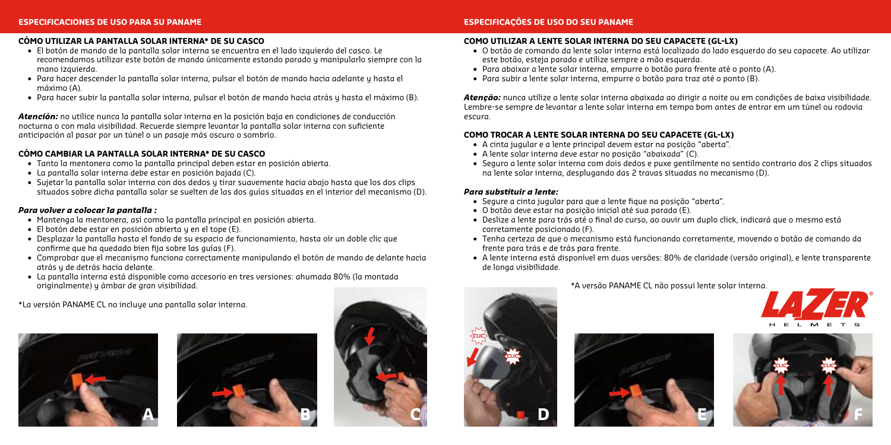## ESPECIFICACIONES DE USO PARA SU PANAME

### CÓMO UTILIZAR LA PANTALLA SOLAR INTERNA* DE SU CASCO

- El botón de mando de la pantalla solar interna se encuentra en el lado izquierdo del casco. Le recomendamos utilizar este botón de mando únicamente estando parado y manipularlo siempre con la mano izquierda.
- Para hacer descender la pantalla solar interna, pulsar el botón de mando hacia adelante y hasta el máximo (A).
- Para hacer subir la pantalla solar interna, pulsar el botón de mando hacia atrás y hasta el máximo (B).

***Atención:*** no utilice nunca la pantalla solar interna en la posición baja en condiciones de conducción nocturna o con mala visibilidad. Recuerde siempre levantar la pantalla solar interna con suficiente anticipación al pasar por un túnel o un pasaje más oscuro o sombrío.

### CÓMO CAMBIAR LA PANTALLA SOLAR INTERNA* DE SU CASCO

- Tanto la mentonera como la pantalla principal deben estar en posición abierta.
- La pantalla solar interna debe estar en posición bajada (C).
- Sujetar la pantalla solar interna con dos dedos y tirar suavemente hacia abajo hasta que los dos clips situados sobre dicha pantalla solar se suelten de las dos guías situadas en el interior del mecanismo (D).

#### *Para volver a colocar la pantalla :*

- Mantenga la mentonera, así como la pantalla principal en posición abierta.
- El botón debe estar en posición abierta y en el tope (E).
- Desplazar la pantalla hasta el fondo de su espacio de funcionamiento, hasta oír un doble clic que confirme que ha quedado bien fija sobre las guías (F).
- Comprobar que el mecanismo funciona correctamente manipulando el botón de mando de delante hacia atrás y de detrás hacia delante.
- La pantalla interna está disponible como accesorio en tres versiones: ahumada 80% (la montada originalmente) y ámbar de gran visibilidad.

*La versión PANAME CL no incluye una pantalla solar interna.

## ESPECIFICAÇÕES DE USO DO SEU PANAME

### COMO UTILIZAR A LENTE SOLAR INTERNA DO SEU CAPACETE (GL-LX)

- O botão de comando da lente solar interna está localizado do lado esquerdo do seu capacete. Ao utilizar este botão, esteja parado e utilize sempre a mão esquerda.
- Para abaixar a lente solar interna, empurre o botão para frente até o ponto (A).
- Para subir a lente solar interna, empurre o botão para traz até o ponto (B).

***Atenção:*** nunca utilize a lente solar interna abaixada ao dirigir a noite ou em condições de baixa visibilidade. Lembre-se sempre de levantar a lente solar interna em tempo bom antes de entrar em um túnel ou rodovia escura.

### COMO TROCAR A LENTE SOLAR INTERNA DO SEU CAPACETE (GL-LX)

- A cinta jugular e a lente principal devem estar na posição "aberta".
- A lente solar interna deve estar no posição "abaixada" (C).
- Seguro a lente solar interna com dois dedos e puxe gentilmente no sentido contrario dos 2 clips situados na lente solar interna, desplugando das 2 travas situadas no mecanismo (D).

#### *Para substituir a lente:*

- Segure a cinta jugular para que a lente fique na posição "aberta".
- O botão deve estar na posição inicial até sua parada (E).
- Deslize a lente para trás até o final do curso, ao ouvir um duplo click, indicará que o mesmo está corretamente posicionado (F).
- Tenha certeza de que o mecanismo está funcionando corretamente, movendo o botão de comando da frente para trás e de trás para frente.
- A lente interna está disponível em duas versões: 80% de claridade (versão original), e lente transparente de longa visibilidade.

*A versão PANAME CL não possui lente solar interna.

A B C D E F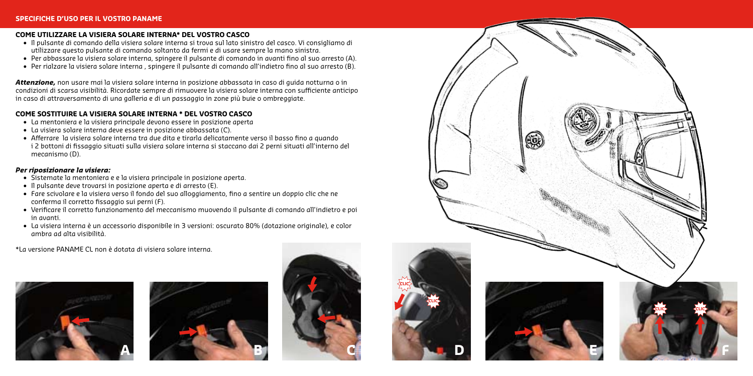## SPECIFICHE D'USO PER IL VOSTRO PANAME

### COME UTILIZZARE LA VISIERA SOLARE INTERNA* DEL VOSTRO CASCO

- Il pulsante di comando della visiera solare interna si trova sul lato sinistro del casco. Vi consigliamo di utilizzare questo pulsante di comando soltanto da fermi e di usare sempre la mano sinistra.
- Per abbassare la visiera solare interna, spingere il pulsante di comando in avanti fino al suo arresto (A).
- Per rialzare la visiera solare interna , spingere il pulsante di comando all'indietro fino al suo arresto (B).

***Attenzione,*** non usare mai la visiera solare interna in posizione abbassata in caso di guida notturna o in condizioni di scarsa visibilità. Ricordate sempre di rimuovere la visiera solare interna con sufficiente anticipo in caso di attraversamento di una galleria e di un passaggio in zone più buie o ombreggiate.

### COME SOSTITUIRE LA VISIERA SOLARE INTERNA * DEL VOSTRO CASCO

- La mentoniera e la visiera principale devono essere in posizione aperta
- La visiera solare interna deve essere in posizione abbassata (C).
- Afferrare la visiera solare interna tra due dita e tirarla delicatamente verso il basso fino a quando i 2 bottoni di fissaggio situati sulla visiera solare interna si staccano dai 2 perni situati all'interno del mecanismo (D).

#### *Per riposizionare la visiera:*

- Sistemate la mentoniera e e la visiera principale in posizione aperta.
- Il pulsante deve trovarsi in posizione aperta e di arresto (E).
- Fare scivolare e la visiera verso il fondo del suo alloggiamento, fino a sentire un doppio clic che ne conferma il corretto fissaggio sui perni (F).
- Verificare il corretto funzionamento del meccanismo muovendo il pulsante di comando all'indietro e poi in avanti.
- La visiera interna è un accessorio disponibile in 3 versioni: oscurato 80% (dotazione originale), e color ambra ad alta visibilità.

*La versione PANAME CL non è dotata di visiera solare interna.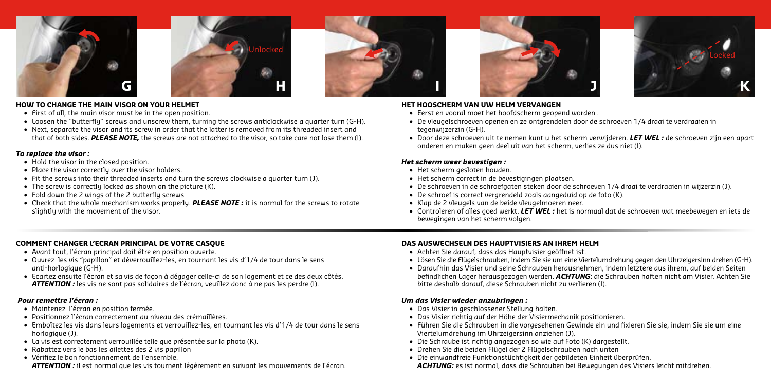## HOW TO CHANGE THE MAIN VISOR ON YOUR HELMET

- First of all, the main visor must be in the open position.
- Loosen the "butterfly" screws and unscrew them, turning the screws anticlockwise a quarter turn (G-H).
- Next, separate the visor and its screw in order that the latter is removed from its threaded insert and that of both sides. ***PLEASE NOTE,*** the screws are not attached to the visor, so take care not lose them (I).

### *To replace the visor :*

- Hold the visor in the closed position.
- Place the visor correctly over the visor holders.
- Fit the screws into their threaded inserts and turn the screws clockwise a quarter turn (J).
- The screw is correctly locked as shown on the picture (K).
- Fold down the 2 wings of the 2 butterfly screws
- Check that the whole mechanism works properly. ***PLEASE NOTE :*** it is normal for the screws to rotate slightly with the movement of the visor.

## HET HOOSCHERM VAN UW HELM VERVANGEN

- Eerst en vooral moet het hoofdscherm geopend worden .
- De vleugelschroeven openen en ze ontgrendelen door de schroeven 1/4 draai te verdraaien in tegenwijzerzin (G-H).
- Door deze schroeven uit te nemen kunt u het scherm verwijderen. ***LET WEL :*** de schroeven zijn een apart onderen en maken geen deel uit van het scherm, verlies ze dus niet (I).

### *Het scherm weer bevestigen :*

- Het scherm gesloten houden.
- Het scherm correct in de bevestigingen plaatsen.
- De schroeven in de schroefgaten steken door de schroeven 1/4 draai te verdraaien in wijzerzin (J).
- De schroef is correct vergrendeld zoals aangeduid op de foto (K).
- Klap de 2 vleugels van de beide vleugelmoeren neer.
- Controleren of alles goed werkt. ***LET WEL :*** het is normaal dat de schroeven wat meebewegen en iets de bewegingen van het scherm volgen.

## COMMENT CHANGER L'ECRAN PRINCIPAL DE VOTRE CASQUE

- Avant tout, l'écran principal doit être en position ouverte.
- Ouvrez les vis "papillon" et déverrouillez-les, en tournant les vis d'1/4 de tour dans le sens anti-horlogique (G-H).
- Ecartez ensuite l'écran et sa vis de façon à dégager celle-ci de son logement et ce des deux côtés. ***ATTENTION :*** les vis ne sont pas solidaires de l'écran, veuillez donc à ne pas les perdre (I).

### *Pour remettre l'écran :*

- Maintenez l'écran en position fermée.
- Positionnez l'écran correctement au niveau des crémaillères.
- Emboîtez les vis dans leurs logements et verrouillez-les, en tournant les vis d'1/4 de tour dans le sens horlogique (J).
- La vis est correctement verrouillée telle que présentée sur la photo (K).
- Rabattez vers le bas les ailettes des 2 vis papillon
- Vérifiez le bon fonctionnement de l'ensemble.
  ***ATTENTION :*** il est normal que les vis tournent légèrement en suivant les mouvements de l'écran.

## DAS AUSWECHSELN DES HAUPTVISIERS AN IHREM HELM

- Achten Sie darauf, dass das Hauptvisier geöffnet ist.
- Lösen Sie die Flügelschrauben, indem Sie sie um eine Viertelumdrehung gegen den Uhrzeigersinn drehen (G-H).
- Daraufhin das Visier und seine Schrauben herausnehmen, indem letztere aus ihrem, auf beiden Seiten befindlichen Lager herausgezogen werden. ***ACHTUNG***: die Schrauben haften nicht am Visier. Achten Sie bitte deshalb darauf, diese Schrauben nicht zu verlieren (I).

### *Um das Visier wieder anzubringen :*

- Das Visier in geschlossener Stellung halten.
- Das Visier richtig auf der Höhe der Visiermechanik positionieren.
- Führen Sie die Schrauben in die vorgesehenen Gewinde ein und fixieren Sie sie, indem Sie sie um eine Viertelumdrehung im Uhrzeigersinn anziehen (J).
- Die Schraube ist richtig angezogen so wie auf Foto (K) dargestellt.
- Drehen Sie die beiden Flügel der 2 Flügelschrauben nach unten
- Die einwandfreie Funktionstüchtigkeit der gebildeten Einheit überprüfen.
  ***ACHTUNG:*** es ist normal, dass die Schrauben bei Bewegungen des Visiers leicht mitdrehen.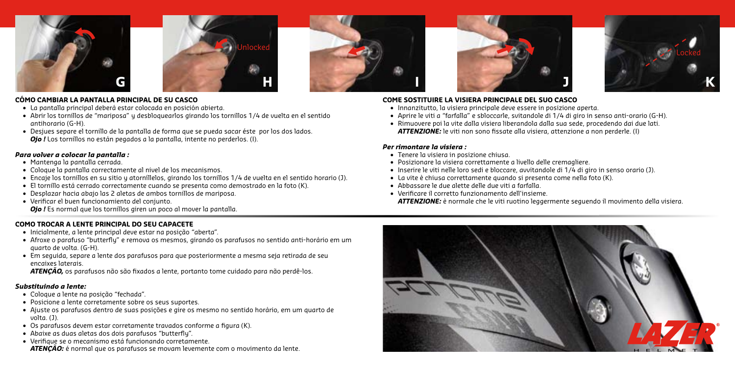## CÓMO CAMBIAR LA PANTALLA PRINCIPAL DE SU CASCO

- La pantalla principal deberá estar colocada en posición abierta.
- Abrir los tornillos de "mariposa" y desbloquearlos girando los tornillos 1/4 de vuelta en el sentido antihorario (G-H).
- Desjues separe el tornillo de la pantalla de forma que se pueda sacar éste por los dos lados. ***Ojo !*** Los tornillos no están pegados a la pantalla, intente no perderlos. (I).

### *Para volver a colocar la pantalla :*

- Mantenga la pantalla cerrada.
- Coloque la pantalla correctamente al nivel de los mecanismos.
- Encaje los tornillos en su sitio y atorníllelos, girando los tornillos 1/4 de vuelta en el sentido horario (J).
- El tornillo está cerrado correctamente cuando se presenta como demostrado en la foto (K).
- Desplazar hacia abajo las 2 aletas de ambos tornillos de mariposa.
- Verificar el buen funcionamiento del conjunto.
  ***Ojo !*** Es normal que los tornillos giren un poco al mover la pantalla.

## COMO TROCAR A LENTE PRINCIPAL DO SEU CAPACETE

- Inicialmente, a lente principal deve estar na posição "aberta".
- Afroxe o parafuso "butterfly" e remova os mesmos, girando os parafusos no sentido anti-horário em um quarto de volta. (G-H).
- Em seguida, separe a lente dos parafusos para que posteriormente a mesma seja retirada de seu encaixes laterais.
  ***ATENÇÃO,*** os parafusos não são fixados a lente, portanto tome cuidado para não perdê-los.

### *Substituindo a lente:*

- Coloque a lente na posição "fechada".
- Posicione a lente corretamente sobre os seus suportes.
- Ajuste os parafusos dentro de suas posições e gire os mesmo no sentido horário, em um quarto de volta. (J).
- Os parafusos devem estar corretamente travados conforme a figura (K).
- Abaixe as duas aletas dos dois parafusos "butterfly".
- Verifique se o mecanismo está funcionando corretamente.
  ***ATENÇÃO:*** é normal que os parafusos se movam levemente com o movimento da lente.

## COME SOSTITUIRE LA VISIERA PRINCIPALE DEL SUO CASCO

- Innanzitutto, la visiera principale deve essere in posizione aperta.
- Aprire le viti a "farfalla" e sbloccarle, svitandole di 1/4 di giro in senso anti-orario (G-H).
- Rimuovere poi la vite dalla visiera liberandola dalla sua sede, procedendo dai due lati.
  ***ATTENZIONE:*** le viti non sono fissate alla visiera, attenzione a non perderle. (I)

### *Per rimontare la visiera :*

- Tenere la visiera in posizione chiusa.
- Posizionare la visiera correttamente a livello delle cremagliere.
- Inserire le viti nelle loro sedi e bloccare, avvitandole di 1/4 di giro in senso orario (J).
- La vite è chiusa correttamente quando si presenta come nella foto (K).
- Abbassare le due alette delle due viti a farfalla.
- Verificare il corretto funzionamento dell'insieme.
  ***ATTENZIONE:*** è normale che le viti ruotino leggermente seguendo il movimento della visiera.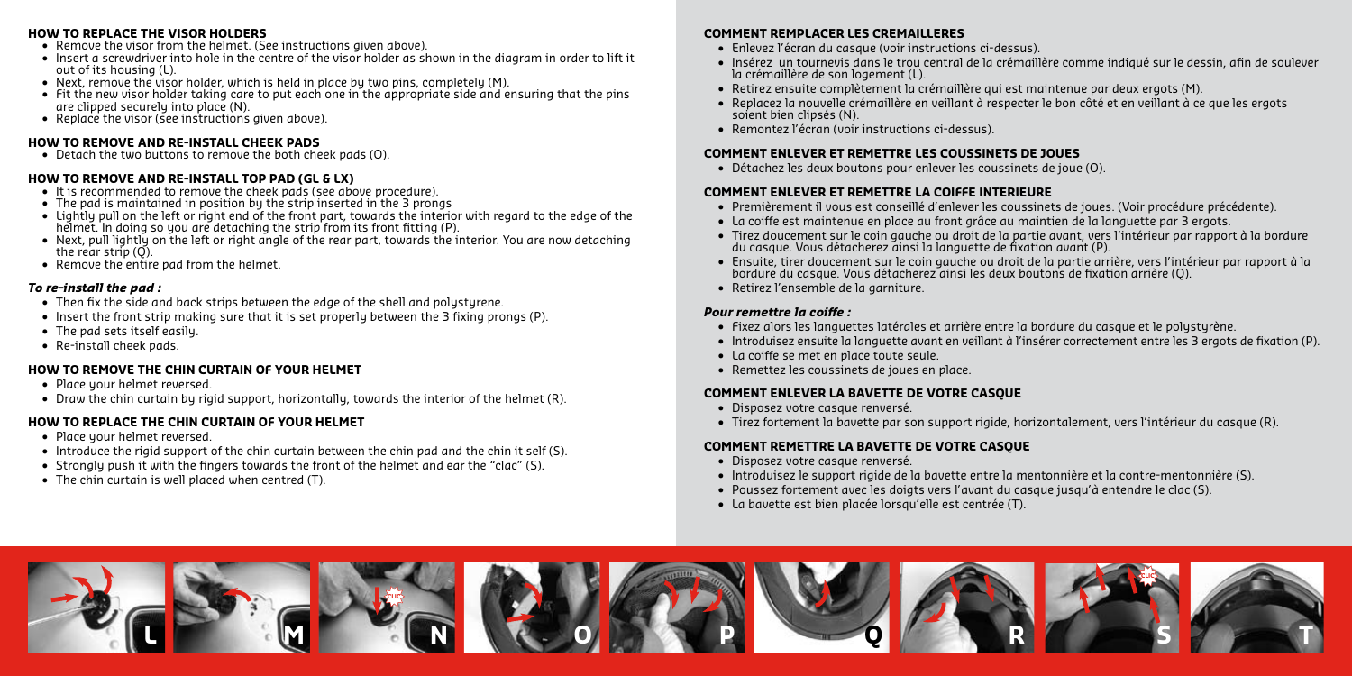## HOW TO REPLACE THE VISOR HOLDERS

- Remove the visor from the helmet. (See instructions given above).
- Insert a screwdriver into hole in the centre of the visor holder as shown in the diagram in order to lift it out of its housing (L).
- Next, remove the visor holder, which is held in place by two pins, completely (M).
- Fit the new visor holder taking care to put each one in the appropriate side and ensuring that the pins are clipped securely into place (N).
- Replace the visor (see instructions given above).

## HOW TO REMOVE AND RE-INSTALL CHEEK PADS

- Detach the two buttons to remove the both cheek pads (O).

## HOW TO REMOVE AND RE-INSTALL TOP PAD (GL & LX)

- It is recommended to remove the cheek pads (see above procedure).
- The pad is maintained in position by the strip inserted in the 3 prongs
- Lightly pull on the left or right end of the front part, towards the interior with regard to the edge of the helmet. In doing so you are detaching the strip from its front fitting (P).
- Next, pull lightly on the left or right angle of the rear part, towards the interior. You are now detaching the rear strip (Q).
- Remove the entire pad from the helmet.

### *To re-install the pad :*

- Then fix the side and back strips between the edge of the shell and polystyrene.
- Insert the front strip making sure that it is set properly between the 3 fixing prongs (P).
- The pad sets itself easily.
- Re-install cheek pads.

## HOW TO REMOVE THE CHIN CURTAIN OF YOUR HELMET

- Place your helmet reversed.
- Draw the chin curtain by rigid support, horizontally, towards the interior of the helmet (R).

## HOW TO REPLACE THE CHIN CURTAIN OF YOUR HELMET

- Place your helmet reversed.
- Introduce the rigid support of the chin curtain between the chin pad and the chin it self (S).
- Strongly push it with the fingers towards the front of the helmet and ear the "clac" (S).
- The chin curtain is well placed when centred (T).

## COMMENT REMPLACER LES CREMAILLERES

- Enlevez l'écran du casque (voir instructions ci-dessus).
- Insérez un tournevis dans le trou central de la crémaillère comme indiqué sur le dessin, afin de soulever la crémaillère de son logement (L).
- Retirez ensuite complètement la crémaillère qui est maintenue par deux ergots (M).
- Replacez la nouvelle crémaillère en veillant à respecter le bon côté et en veillant à ce que les ergots soient bien clipsés (N).
- Remontez l'écran (voir instructions ci-dessus).

## COMMENT ENLEVER ET REMETTRE LES COUSSINETS DE JOUES

- Détachez les deux boutons pour enlever les coussinets de joue (O).

## COMMENT ENLEVER ET REMETTRE LA COIFFE INTERIEURE

- Premièrement il vous est conseillé d'enlever les coussinets de joues. (Voir procédure précédente).
- La coiffe est maintenue en place au front grâce au maintien de la languette par 3 ergots.
- Tirez doucement sur le coin gauche ou droit de la partie avant, vers l'intérieur par rapport à la bordure du casque. Vous détacherez ainsi la languette de fixation avant (P).
- Ensuite, tirer doucement sur le coin gauche ou droit de la partie arrière, vers l'intérieur par rapport à la bordure du casque. Vous détacherez ainsi les deux boutons de fixation arrière (Q).
- Retirez l'ensemble de la garniture.

### *Pour remettre la coiffe :*

- Fixez alors les languettes latérales et arrière entre la bordure du casque et le polystyrène.
- Introduisez ensuite la languette avant en veillant à l'insérer correctement entre les 3 ergots de fixation (P).
- La coiffe se met en place toute seule.
- Remettez les coussinets de joues en place.

## COMMENT ENLEVER LA BAVETTE DE VOTRE CASQUE

- Disposez votre casque renversé.
- Tirez fortement la bavette par son support rigide, horizontalement, vers l'intérieur du casque (R).

## COMMENT REMETTRE LA BAVETTE DE VOTRE CASQUE

- Disposez votre casque renversé.
- Introduisez le support rigide de la bavette entre la mentonnière et la contre-mentonnière (S).
- Poussez fortement avec les doigts vers l'avant du casque jusqu'à entendre le clac (S).
- La bavette est bien placée lorsqu'elle est centrée (T).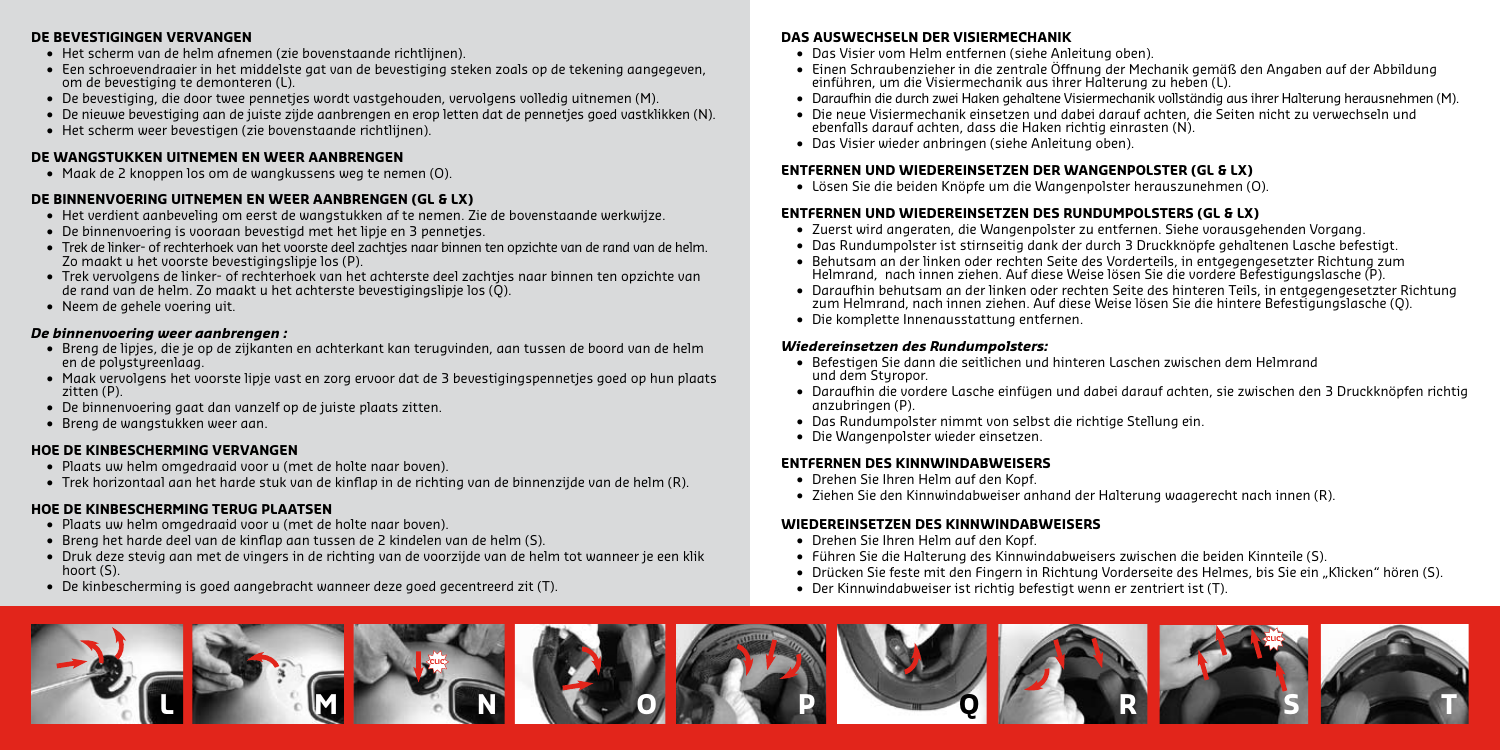## DE BEVESTIGINGEN VERVANGEN

- Het scherm van de helm afnemen (zie bovenstaande richtlijnen).
- Een schroevendraaier in het middelste gat van de bevestiging steken zoals op de tekening aangegeven, om de bevestiging te demonteren (L).
- De bevestiging, die door twee pennetjes wordt vastgehouden, vervolgens volledig uitnemen (M).
- De nieuwe bevestiging aan de juiste zijde aanbrengen en erop letten dat de pennetjes goed vastklikken (N).
- Het scherm weer bevestigen (zie bovenstaande richtlijnen).

## DE WANGSTUKKEN UITNEMEN EN WEER AANBRENGEN

- Maak de 2 knoppen los om de wangkussens weg te nemen (O).

## DE BINNENVOERING UITNEMEN EN WEER AANBRENGEN (GL & LX)

- Het verdient aanbeveling om eerst de wangstukken af te nemen. Zie de bovenstaande werkwijze.
- De binnenvoering is vooraan bevestigd met het lipje en 3 pennetjes.
- Trek de linker- of rechterhoek van het voorste deel zachtjes naar binnen ten opzichte van de rand van de helm. Zo maakt u het voorste bevestigingslipje los (P).
- Trek vervolgens de linker- of rechterhoek van het achterste deel zachtjes naar binnen ten opzichte van de rand van de helm. Zo maakt u het achterste bevestigingslipje los (Q).
- Neem de gehele voering uit.

### *De binnenvoering weer aanbrengen :*

- Breng de lipjes, die je op de zijkanten en achterkant kan terugvinden, aan tussen de boord van de helm en de polystyreenlaag.
- Maak vervolgens het voorste lipje vast en zorg ervoor dat de 3 bevestigingspennetjes goed op hun plaats zitten (P).
- De binnenvoering gaat dan vanzelf op de juiste plaats zitten.
- Breng de wangstukken weer aan.

## HOE DE KINBESCHERMING VERVANGEN

- Plaats uw helm omgedraaid voor u (met de holte naar boven).
- Trek horizontaal aan het harde stuk van de kinflap in de richting van de binnenzijde van de helm (R).

## HOE DE KINBESCHERMING TERUG PLAATSEN

- Plaats uw helm omgedraaid voor u (met de holte naar boven).
- Breng het harde deel van de kinflap aan tussen de 2 kindelen van de helm (S).
- Druk deze stevig aan met de vingers in de richting van de voorzijde van de helm tot wanneer je een klik hoort (S).
- De kinbescherming is goed aangebracht wanneer deze goed gecentreerd zit (T).

## DAS AUSWECHSELN DER VISIERMECHANIK

- Das Visier vom Helm entfernen (siehe Anleitung oben).
- Einen Schraubenzieher in die zentrale Öffnung der Mechanik gemäß den Angaben auf der Abbildung einführen, um die Visiermechanik aus ihrer Halterung zu heben (L).
- Daraufhin die durch zwei Haken gehaltene Visiermechanik vollständig aus ihrer Halterung herausnehmen (M).
- Die neue Visiermechanik einsetzen und dabei darauf achten, die Seiten nicht zu verwechseln und ebenfalls darauf achten, dass die Haken richtig einrasten (N).
- Das Visier wieder anbringen (siehe Anleitung oben).

## ENTFERNEN UND WIEDEREINSETZEN DER WANGENPOLSTER (GL & LX)

- Lösen Sie die beiden Knöpfe um die Wangenpolster herauszunehmen (O).

## ENTFERNEN UND WIEDEREINSETZEN DES RUNDUMPOLSTERS (GL & LX)

- Zuerst wird angeraten, die Wangenpolster zu entfernen. Siehe vorausgehenden Vorgang.
- Das Rundumpolster ist stirnseitig dank der durch 3 Druckknöpfe gehaltenen Lasche befestigt.
- Behutsam an der linken oder rechten Seite des Vorderteils, in entgegengesetzter Richtung zum Helmrand, nach innen ziehen. Auf diese Weise lösen Sie die vordere Befestigungslasche (P).
- Daraufhin behutsam an der linken oder rechten Seite des hinteren Teils, in entgegengesetzter Richtung zum Helmrand, nach innen ziehen. Auf diese Weise lösen Sie die hintere Befestigungslasche (Q).
- Die komplette Innenausstattung entfernen.

### *Wiedereinsetzen des Rundumpolsters:*

- Befestigen Sie dann die seitlichen und hinteren Laschen zwischen dem Helmrand und dem Styropor.
- Daraufhin die vordere Lasche einfügen und dabei darauf achten, sie zwischen den 3 Druckknöpfen richtig anzubringen (P).
- Das Rundumpolster nimmt von selbst die richtige Stellung ein.
- Die Wangenpolster wieder einsetzen.

## ENTFERNEN DES KINNWINDABWEISERS

- Drehen Sie Ihren Helm auf den Kopf.
- Ziehen Sie den Kinnwindabweiser anhand der Halterung waagerecht nach innen (R).

## WIEDEREINSETZEN DES KINNWINDABWEISERS

- Drehen Sie Ihren Helm auf den Kopf.
- Führen Sie die Halterung des Kinnwindabweisers zwischen die beiden Kinnteile (S).
- Drücken Sie feste mit den Fingern in Richtung Vorderseite des Helmes, bis Sie ein „Klicken" hören (S).
- Der Kinnwindabweiser ist richtig befestigt wenn er zentriert ist (T).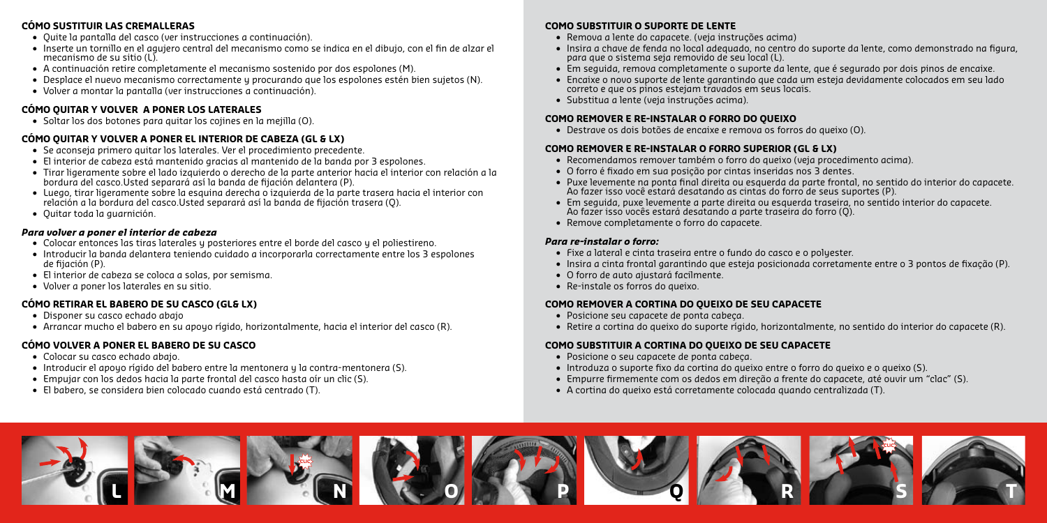## CÓMO SUSTITUIR LAS CREMALLERAS

- Quite la pantalla del casco (ver instrucciones a continuación).
- Inserte un tornillo en el agujero central del mecanismo como se indica en el dibujo, con el fin de alzar el mecanismo de su sitio (L).
- A continuación retire completamente el mecanismo sostenido por dos espolones (M).
- Desplace el nuevo mecanismo correctamente y procurando que los espolones estén bien sujetos (N).
- Volver a montar la pantalla (ver instrucciones a continuación).

## CÓMO QUITAR Y VOLVER A PONER LOS LATERALES

- Soltar los dos botones para quitar los cojines en la mejilla (O).

## CÓMO QUITAR Y VOLVER A PONER EL INTERIOR DE CABEZA (GL & LX)

- Se aconseja primero quitar los laterales. Ver el procedimiento precedente.
- El interior de cabeza está mantenido gracias al mantenido de la banda por 3 espolones.
- Tirar ligeramente sobre el lado izquierdo o derecho de la parte anterior hacia el interior con relación a la bordura del casco.Usted separará así la banda de fijación delantera (P).
- Luego, tirar ligeramente sobre la esquina derecha o izquierda de la parte trasera hacia el interior con relación a la bordura del casco.Usted separará así la banda de fijación trasera (Q).
- Quitar toda la guarnición.

***Para volver a poner el interior de cabeza***

- Colocar entonces las tiras laterales y posteriores entre el borde del casco y el poliestireno.
- Introducir la banda delantera teniendo cuidado a incorporarla correctamente entre los 3 espolones de fijación (P).
- El interior de cabeza se coloca a solas, por semisma.
- Volver a poner los laterales en su sitio.

## CÓMO RETIRAR EL BABERO DE SU CASCO (GL& LX)

- Disponer su casco echado abajo
- Arrancar mucho el babero en su apoyo rígido, horizontalmente, hacia el interior del casco (R).

## CÓMO VOLVER A PONER EL BABERO DE SU CASCO

- Colocar su casco echado abajo.
- Introducir el apoyo rígido del babero entre la mentonera y la contra-mentonera (S).
- Empujar con los dedos hacia la parte frontal del casco hasta oír un clic (S).
- El babero, se considera bien colocado cuando está centrado (T).

## COMO SUBSTITUIR O SUPORTE DE LENTE

- Remova a lente do capacete. (veja instruções acima)
- Insira a chave de fenda no local adequado, no centro do suporte da lente, como demonstrado na figura, para que o sistema seja removido de seu local (L).
- Em seguida, remova completamente o suporte da lente, que é segurado por dois pinos de encaixe.
- Encaixe o novo suporte de lente garantindo que cada um esteja devidamente colocados em seu lado correto e que os pinos estejam travados em seus locais.
- Substitua a lente (veja instruções acima).

## COMO REMOVER E RE-INSTALAR O FORRO DO QUEIXO

- Destrave os dois botões de encaixe e remova os forros do queixo (O).

## COMO REMOVER E RE-INSTALAR O FORRO SUPERIOR (GL & LX)

- Recomendamos remover também o forro do queixo (veja procedimento acima).
- O forro é fixado em sua posição por cintas inseridas nos 3 dentes.
- Puxe levemente na ponta final direita ou esquerda da parte frontal, no sentido do interior do capacete. Ao fazer isso você estará desatando as cintas do forro de seus suportes (P).
- Em seguida, puxe levemente a parte direita ou esquerda traseira, no sentido interior do capacete. Ao fazer isso vocês estará desatando a parte traseira do forro (Q).
- Remove completamente o forro do capacete.

***Para re-instalar o forro:***

- Fixe a lateral e cinta traseira entre o fundo do casco e o polyester.
- Insira a cinta frontal garantindo que esteja posicionada corretamente entre o 3 pontos de fixação (P).
- O forro de auto ajustará facilmente.
- Re-instale os forros do queixo.

## COMO REMOVER A CORTINA DO QUEIXO DE SEU CAPACETE

- Posicione seu capacete de ponta cabeça.
- Retire a cortina do queixo do suporte rígido, horizontalmente, no sentido do interior do capacete (R).

## COMO SUBSTITUIR A CORTINA DO QUEIXO DE SEU CAPACETE

- Posicione o seu capacete de ponta cabeça.
- Introduza o suporte fixo da cortina do queixo entre o forro do queixo e o queixo (S).
- Empurre firmemente com os dedos em direção a frente do capacete, até ouvir um "clac" (S).
- A cortina do queixo está corretamente colocada quando centralizada (T).

L M N O P Q R S T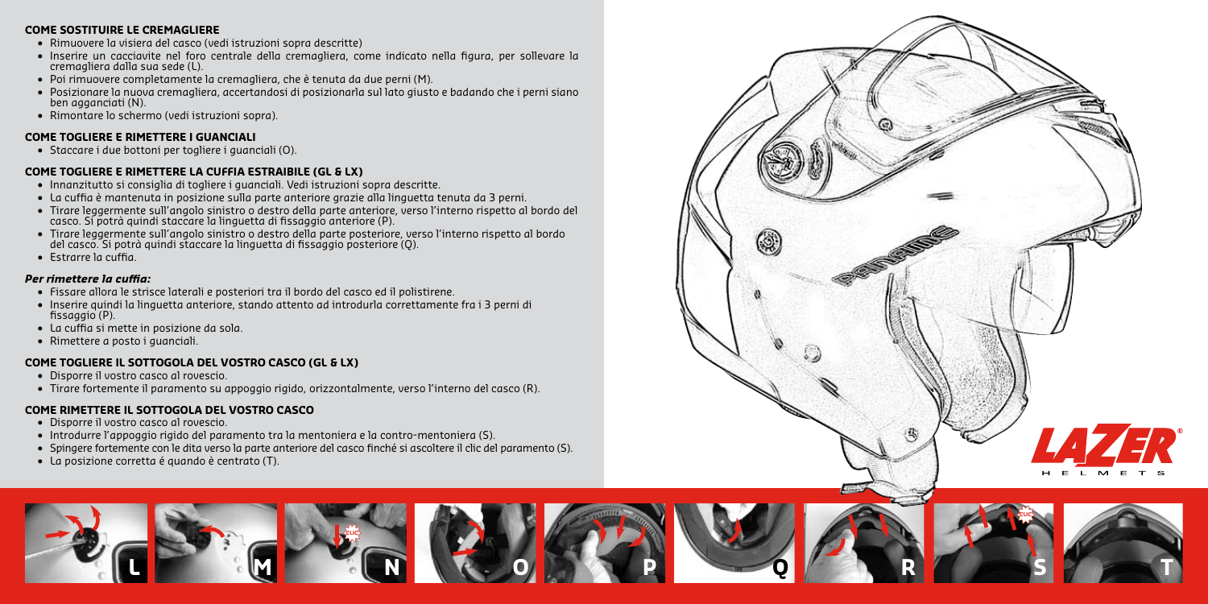## COME SOSTITUIRE LE CREMAGLIERE

- Rimuovere la visiera del casco (vedi istruzioni sopra descritte)
- Inserire un cacciavite nel foro centrale della cremagliera, come indicato nella figura, per sollevare la cremagliera dalla sua sede (L).
- Poi rimuovere completamente la cremagliera, che è tenuta da due perni (M).
- Posizionare la nuova cremagliera, accertandosi di posizionarla sul lato giusto e badando che i perni siano ben agganciati (N).
- Rimontare lo schermo (vedi istruzioni sopra).

## COME TOGLIERE E RIMETTERE I GUANCIALI

- Staccare i due bottoni per togliere i guanciali (O).

## COME TOGLIERE E RIMETTERE LA CUFFIA ESTRAIBILE (GL & LX)

- Innanzitutto si consiglia di togliere i guanciali. Vedi istruzioni sopra descritte.
- La cuffia è mantenuta in posizione sulla parte anteriore grazie alla linguetta tenuta da 3 perni.
- Tirare leggermente sull'angolo sinistro o destro della parte anteriore, verso l'interno rispetto al bordo del casco. Si potrà quindi staccare la linguetta di fissaggio anteriore (P).
- Tirare leggermente sull'angolo sinistro o destro della parte posteriore, verso l'interno rispetto al bordo del casco. Si potrà quindi staccare la linguetta di fissaggio posteriore (Q).
- Estrarre la cuffia.

***Per rimettere la cuffia:***

- Fissare allora le strisce laterali e posteriori tra il bordo del casco ed il polistirene.
- Inserire quindi la linguetta anteriore, stando attento ad introdurla correttamente fra i 3 perni di fissaggio (P).
- La cuffia si mette in posizione da sola.
- Rimettere a posto i guanciali.

## COME TOGLIERE IL SOTTOGOLA DEL VOSTRO CASCO (GL & LX)

- Disporre il vostro casco al rovescio.
- Tirare fortemente il paramento su appoggio rigido, orizzontalmente, verso l'interno del casco (R).

## COME RIMETTERE IL SOTTOGOLA DEL VOSTRO CASCO

- Disporre il vostro casco al rovescio.
- Introdurre l'appoggio rigido del paramento tra la mentoniera e la contro-mentoniera (S).
- Spingere fortemente con le dita verso la parte anteriore del casco finché si ascoltere il clic del paramento (S).
- La posizione corretta é quando è centrato (T).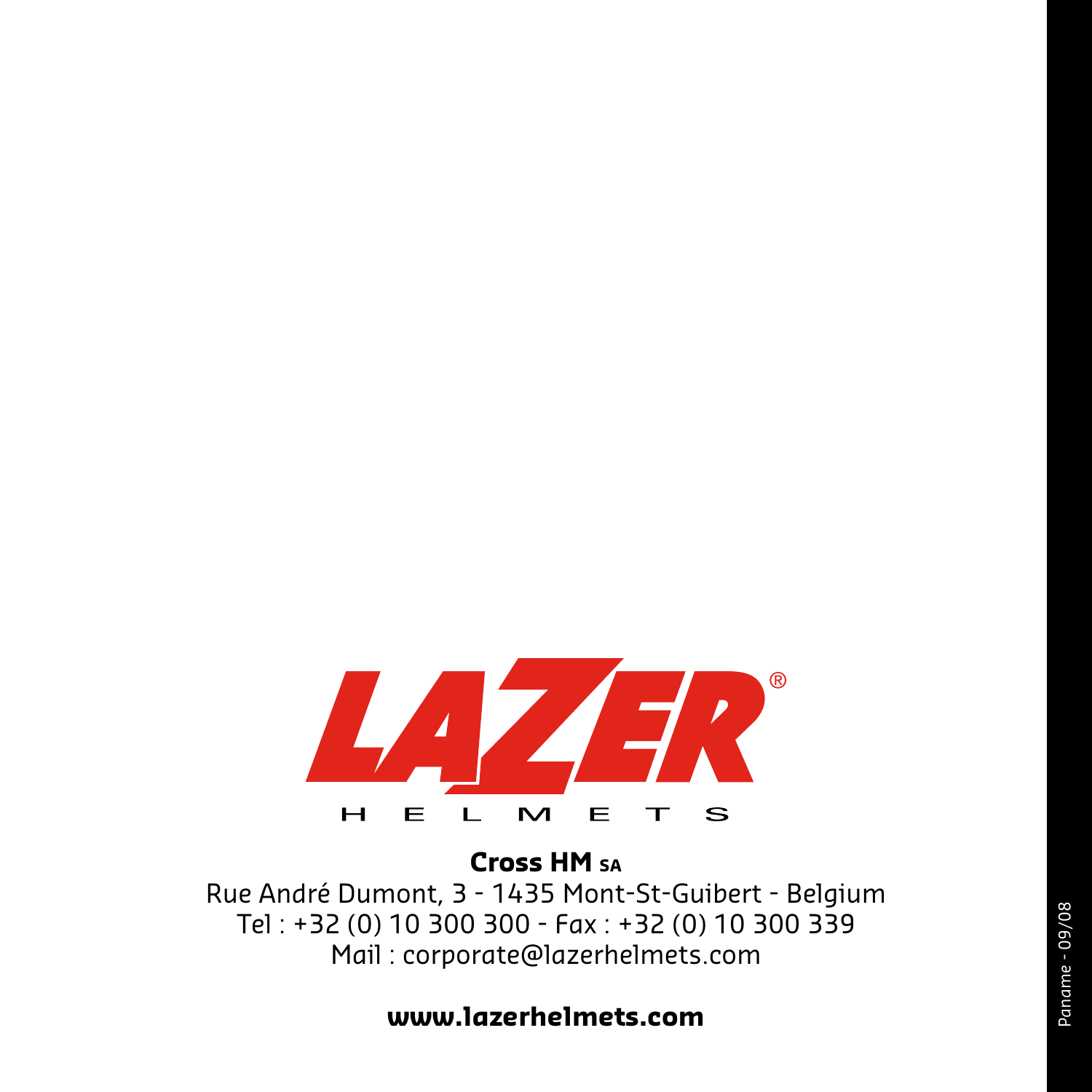LAZER®

HELMETS

**Cross HM SA**

Rue André Dumont, 3 - 1435 Mont-St-Guibert - Belgium
Tel : +32 (0) 10 300 300 - Fax : +32 (0) 10 300 339
Mail : corporate@lazerhelmets.com

**www.lazerhelmets.com**

Paname - 09/08